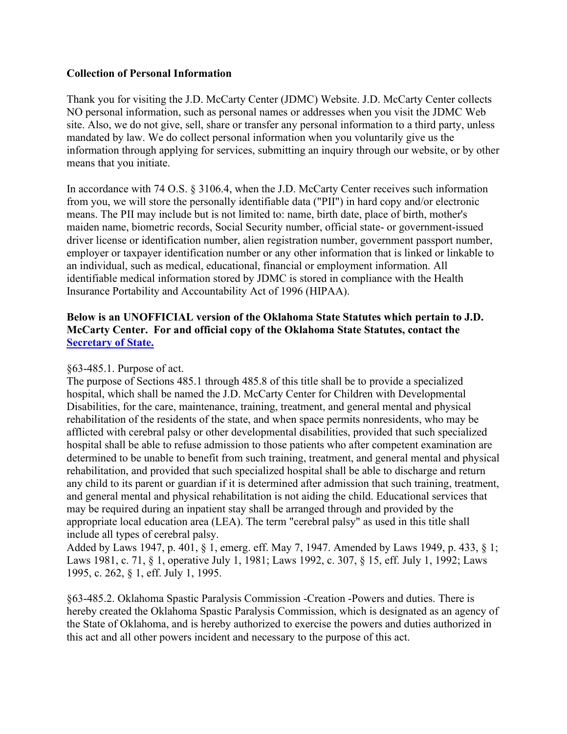**Collection of Personal Information**

Thank you for visiting the J.D. McCarty Center (JDMC) Website. J.D. McCarty Center collects NO personal information, such as personal names or addresses when you visit the JDMC Web site. Also, we do not give, sell, share or transfer any personal information to a third party, unless mandated by law. We do collect personal information when you voluntarily give us the information through applying for services, submitting an inquiry through our website, or by other means that you initiate.

In accordance with 74 O.S. § 3106.4, when the J.D. McCarty Center receives such information from you, we will store the personally identifiable data ("PII") in hard copy and/or electronic means. The PII may include but is not limited to: name, birth date, place of birth, mother's maiden name, biometric records, Social Security number, official state- or government-issued driver license or identification number, alien registration number, government passport number, employer or taxpayer identification number or any other information that is linked or linkable to an individual, such as medical, educational, financial or employment information. All identifiable medical information stored by JDMC is stored in compliance with the Health Insurance Portability and Accountability Act of 1996 (HIPAA).

**Below is an UNOFFICIAL version of the Oklahoma State Statutes which pertain to J.D. McCarty Center. For and official copy of the Oklahoma State Statutes, contact the [Secretary of State.]()**

§63-485.1. Purpose of act.
The purpose of Sections 485.1 through 485.8 of this title shall be to provide a specialized hospital, which shall be named the J.D. McCarty Center for Children with Developmental Disabilities, for the care, maintenance, training, treatment, and general mental and physical rehabilitation of the residents of the state, and when space permits nonresidents, who may be afflicted with cerebral palsy or other developmental disabilities, provided that such specialized hospital shall be able to refuse admission to those patients who after competent examination are determined to be unable to benefit from such training, treatment, and general mental and physical rehabilitation, and provided that such specialized hospital shall be able to discharge and return any child to its parent or guardian if it is determined after admission that such training, treatment, and general mental and physical rehabilitation is not aiding the child. Educational services that may be required during an inpatient stay shall be arranged through and provided by the appropriate local education area (LEA). The term "cerebral palsy" as used in this title shall include all types of cerebral palsy.
Added by Laws 1947, p. 401, § 1, emerg. eff. May 7, 1947. Amended by Laws 1949, p. 433, § 1; Laws 1981, c. 71, § 1, operative July 1, 1981; Laws 1992, c. 307, § 15, eff. July 1, 1992; Laws 1995, c. 262, § 1, eff. July 1, 1995.

§63-485.2. Oklahoma Spastic Paralysis Commission -Creation -Powers and duties. There is hereby created the Oklahoma Spastic Paralysis Commission, which is designated as an agency of the State of Oklahoma, and is hereby authorized to exercise the powers and duties authorized in this act and all other powers incident and necessary to the purpose of this act.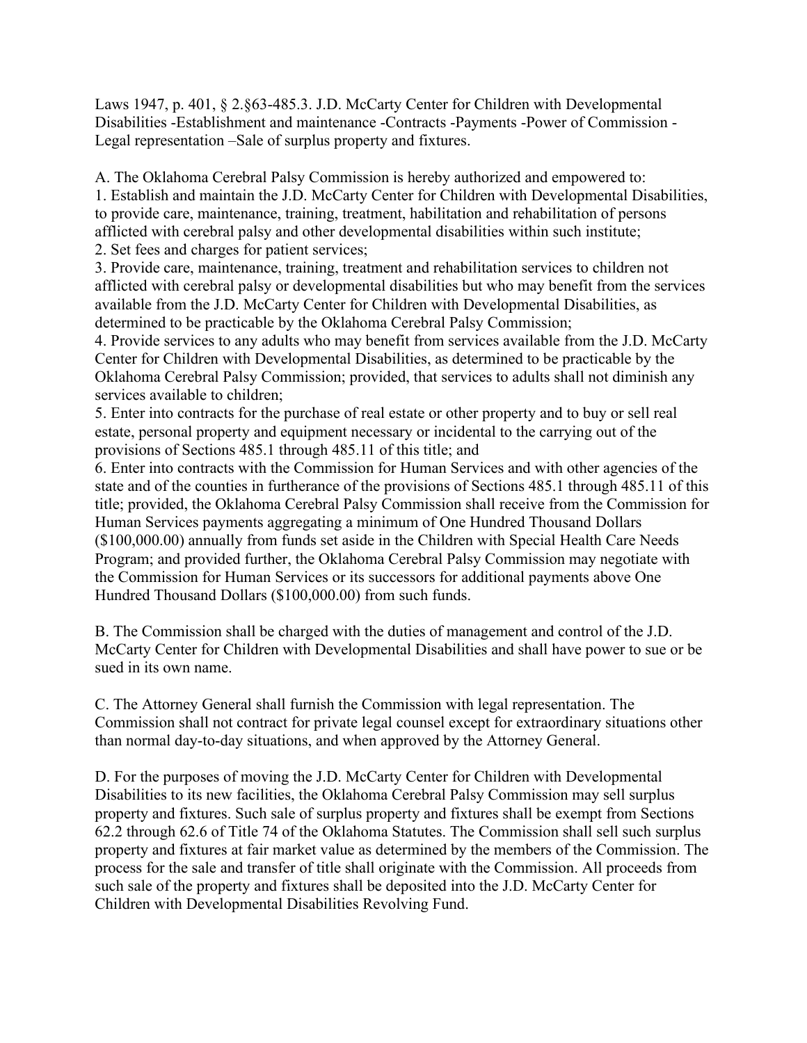Laws 1947, p. 401, § 2.§63-485.3. J.D. McCarty Center for Children with Developmental Disabilities -Establishment and maintenance -Contracts -Payments -Power of Commission -Legal representation –Sale of surplus property and fixtures.

A. The Oklahoma Cerebral Palsy Commission is hereby authorized and empowered to:

1. Establish and maintain the J.D. McCarty Center for Children with Developmental Disabilities, to provide care, maintenance, training, treatment, habilitation and rehabilitation of persons afflicted with cerebral palsy and other developmental disabilities within such institute;
2. Set fees and charges for patient services;
3. Provide care, maintenance, training, treatment and rehabilitation services to children not afflicted with cerebral palsy or developmental disabilities but who may benefit from the services available from the J.D. McCarty Center for Children with Developmental Disabilities, as determined to be practicable by the Oklahoma Cerebral Palsy Commission;
4. Provide services to any adults who may benefit from services available from the J.D. McCarty Center for Children with Developmental Disabilities, as determined to be practicable by the Oklahoma Cerebral Palsy Commission; provided, that services to adults shall not diminish any services available to children;
5. Enter into contracts for the purchase of real estate or other property and to buy or sell real estate, personal property and equipment necessary or incidental to the carrying out of the provisions of Sections 485.1 through 485.11 of this title; and
6. Enter into contracts with the Commission for Human Services and with other agencies of the state and of the counties in furtherance of the provisions of Sections 485.1 through 485.11 of this title; provided, the Oklahoma Cerebral Palsy Commission shall receive from the Commission for Human Services payments aggregating a minimum of One Hundred Thousand Dollars ($100,000.00) annually from funds set aside in the Children with Special Health Care Needs Program; and provided further, the Oklahoma Cerebral Palsy Commission may negotiate with the Commission for Human Services or its successors for additional payments above One Hundred Thousand Dollars ($100,000.00) from such funds.

B. The Commission shall be charged with the duties of management and control of the J.D. McCarty Center for Children with Developmental Disabilities and shall have power to sue or be sued in its own name.

C. The Attorney General shall furnish the Commission with legal representation. The Commission shall not contract for private legal counsel except for extraordinary situations other than normal day-to-day situations, and when approved by the Attorney General.

D. For the purposes of moving the J.D. McCarty Center for Children with Developmental Disabilities to its new facilities, the Oklahoma Cerebral Palsy Commission may sell surplus property and fixtures. Such sale of surplus property and fixtures shall be exempt from Sections 62.2 through 62.6 of Title 74 of the Oklahoma Statutes. The Commission shall sell such surplus property and fixtures at fair market value as determined by the members of the Commission. The process for the sale and transfer of title shall originate with the Commission. All proceeds from such sale of the property and fixtures shall be deposited into the J.D. McCarty Center for Children with Developmental Disabilities Revolving Fund.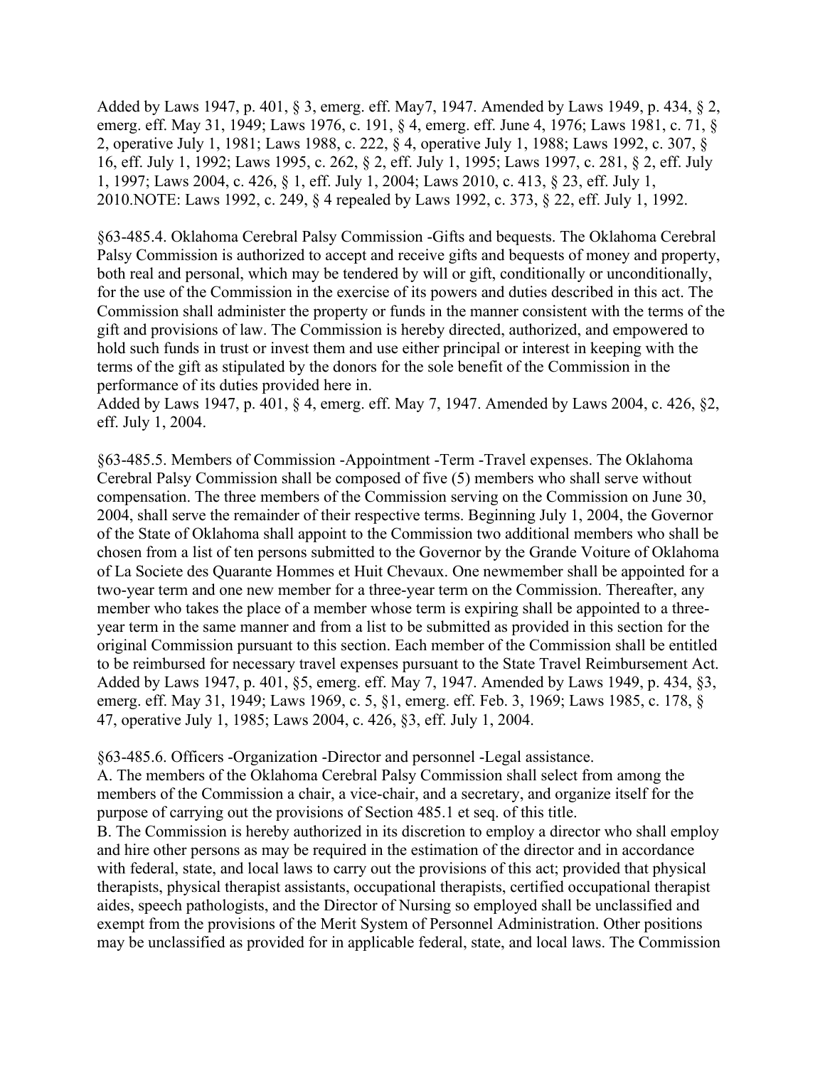Added by Laws 1947, p. 401, § 3, emerg. eff. May7, 1947. Amended by Laws 1949, p. 434, § 2, emerg. eff. May 31, 1949; Laws 1976, c. 191, § 4, emerg. eff. June 4, 1976; Laws 1981, c. 71, § 2, operative July 1, 1981; Laws 1988, c. 222, § 4, operative July 1, 1988; Laws 1992, c. 307, § 16, eff. July 1, 1992; Laws 1995, c. 262, § 2, eff. July 1, 1995; Laws 1997, c. 281, § 2, eff. July 1, 1997; Laws 2004, c. 426, § 1, eff. July 1, 2004; Laws 2010, c. 413, § 23, eff. July 1, 2010.NOTE: Laws 1992, c. 249, § 4 repealed by Laws 1992, c. 373, § 22, eff. July 1, 1992.

§63-485.4. Oklahoma Cerebral Palsy Commission -Gifts and bequests. The Oklahoma Cerebral Palsy Commission is authorized to accept and receive gifts and bequests of money and property, both real and personal, which may be tendered by will or gift, conditionally or unconditionally, for the use of the Commission in the exercise of its powers and duties described in this act. The Commission shall administer the property or funds in the manner consistent with the terms of the gift and provisions of law. The Commission is hereby directed, authorized, and empowered to hold such funds in trust or invest them and use either principal or interest in keeping with the terms of the gift as stipulated by the donors for the sole benefit of the Commission in the performance of its duties provided here in.
Added by Laws 1947, p. 401, § 4, emerg. eff. May 7, 1947. Amended by Laws 2004, c. 426, §2, eff. July 1, 2004.

§63-485.5. Members of Commission -Appointment -Term -Travel expenses. The Oklahoma Cerebral Palsy Commission shall be composed of five (5) members who shall serve without compensation. The three members of the Commission serving on the Commission on June 30, 2004, shall serve the remainder of their respective terms. Beginning July 1, 2004, the Governor of the State of Oklahoma shall appoint to the Commission two additional members who shall be chosen from a list of ten persons submitted to the Governor by the Grande Voiture of Oklahoma of La Societe des Quarante Hommes et Huit Chevaux. One newmember shall be appointed for a two-year term and one new member for a three-year term on the Commission. Thereafter, any member who takes the place of a member whose term is expiring shall be appointed to a three-year term in the same manner and from a list to be submitted as provided in this section for the original Commission pursuant to this section. Each member of the Commission shall be entitled to be reimbursed for necessary travel expenses pursuant to the State Travel Reimbursement Act.
Added by Laws 1947, p. 401, §5, emerg. eff. May 7, 1947. Amended by Laws 1949, p. 434, §3, emerg. eff. May 31, 1949; Laws 1969, c. 5, §1, emerg. eff. Feb. 3, 1969; Laws 1985, c. 178, § 47, operative July 1, 1985; Laws 2004, c. 426, §3, eff. July 1, 2004.

§63-485.6. Officers -Organization -Director and personnel -Legal assistance.
A. The members of the Oklahoma Cerebral Palsy Commission shall select from among the members of the Commission a chair, a vice-chair, and a secretary, and organize itself for the purpose of carrying out the provisions of Section 485.1 et seq. of this title.
B. The Commission is hereby authorized in its discretion to employ a director who shall employ and hire other persons as may be required in the estimation of the director and in accordance with federal, state, and local laws to carry out the provisions of this act; provided that physical therapists, physical therapist assistants, occupational therapists, certified occupational therapist aides, speech pathologists, and the Director of Nursing so employed shall be unclassified and exempt from the provisions of the Merit System of Personnel Administration. Other positions may be unclassified as provided for in applicable federal, state, and local laws. The Commission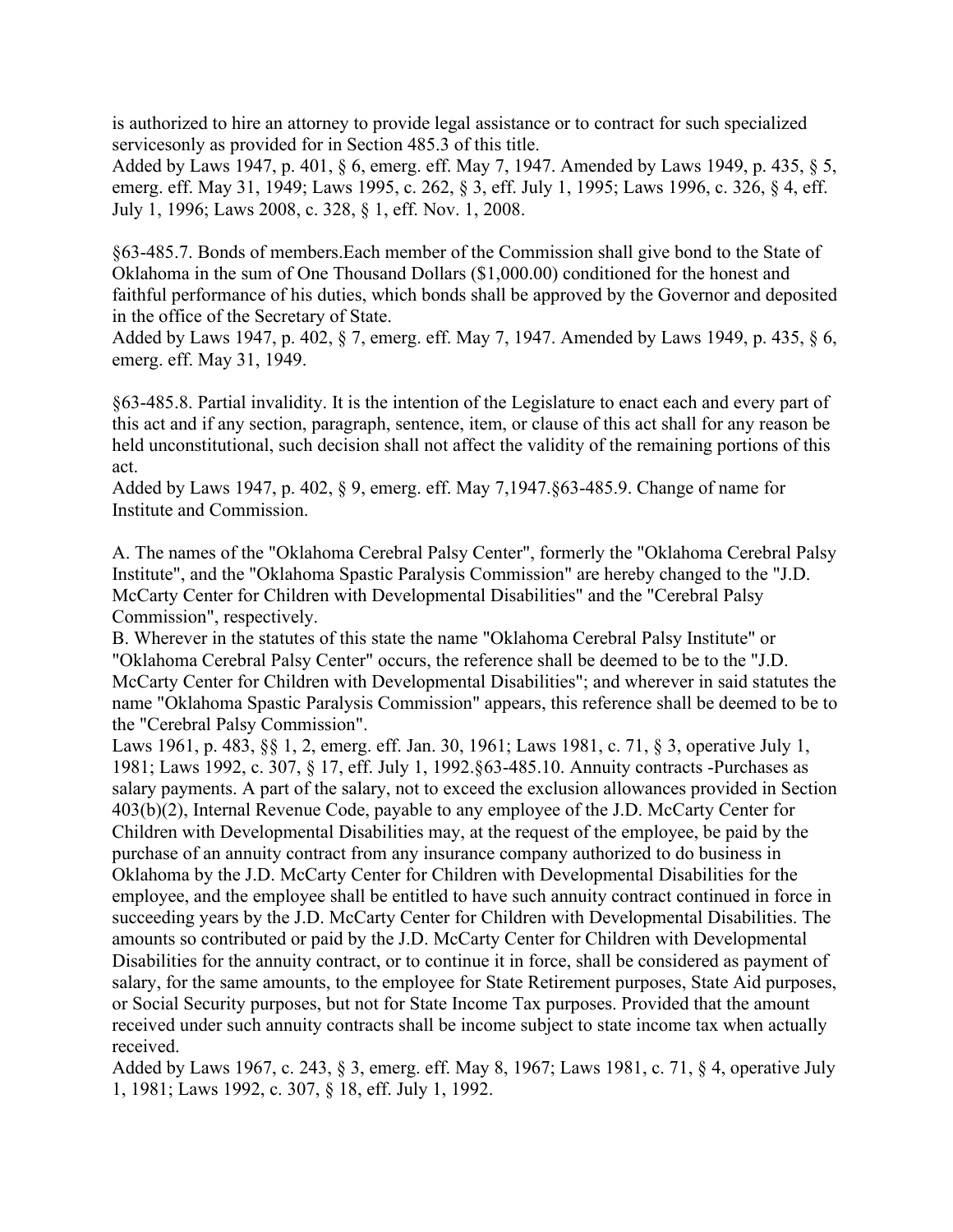is authorized to hire an attorney to provide legal assistance or to contract for such specialized servicesonly as provided for in Section 485.3 of this title.
Added by Laws 1947, p. 401, § 6, emerg. eff. May 7, 1947. Amended by Laws 1949, p. 435, § 5, emerg. eff. May 31, 1949; Laws 1995, c. 262, § 3, eff. July 1, 1995; Laws 1996, c. 326, § 4, eff. July 1, 1996; Laws 2008, c. 328, § 1, eff. Nov. 1, 2008.

§63-485.7. Bonds of members.Each member of the Commission shall give bond to the State of Oklahoma in the sum of One Thousand Dollars ($1,000.00) conditioned for the honest and faithful performance of his duties, which bonds shall be approved by the Governor and deposited in the office of the Secretary of State.
Added by Laws 1947, p. 402, § 7, emerg. eff. May 7, 1947. Amended by Laws 1949, p. 435, § 6, emerg. eff. May 31, 1949.

§63-485.8. Partial invalidity. It is the intention of the Legislature to enact each and every part of this act and if any section, paragraph, sentence, item, or clause of this act shall for any reason be held unconstitutional, such decision shall not affect the validity of the remaining portions of this act.
Added by Laws 1947, p. 402, § 9, emerg. eff. May 7,1947.§63-485.9. Change of name for Institute and Commission.

A. The names of the "Oklahoma Cerebral Palsy Center", formerly the "Oklahoma Cerebral Palsy Institute", and the "Oklahoma Spastic Paralysis Commission" are hereby changed to the "J.D. McCarty Center for Children with Developmental Disabilities" and the "Cerebral Palsy Commission", respectively.
B. Wherever in the statutes of this state the name "Oklahoma Cerebral Palsy Institute" or "Oklahoma Cerebral Palsy Center" occurs, the reference shall be deemed to be to the "J.D. McCarty Center for Children with Developmental Disabilities"; and wherever in said statutes the name "Oklahoma Spastic Paralysis Commission" appears, this reference shall be deemed to be to the "Cerebral Palsy Commission".
Laws 1961, p. 483, §§ 1, 2, emerg. eff. Jan. 30, 1961; Laws 1981, c. 71, § 3, operative July 1, 1981; Laws 1992, c. 307, § 17, eff. July 1, 1992.§63-485.10. Annuity contracts -Purchases as salary payments. A part of the salary, not to exceed the exclusion allowances provided in Section 403(b)(2), Internal Revenue Code, payable to any employee of the J.D. McCarty Center for Children with Developmental Disabilities may, at the request of the employee, be paid by the purchase of an annuity contract from any insurance company authorized to do business in Oklahoma by the J.D. McCarty Center for Children with Developmental Disabilities for the employee, and the employee shall be entitled to have such annuity contract continued in force in succeeding years by the J.D. McCarty Center for Children with Developmental Disabilities. The amounts so contributed or paid by the J.D. McCarty Center for Children with Developmental Disabilities for the annuity contract, or to continue it in force, shall be considered as payment of salary, for the same amounts, to the employee for State Retirement purposes, State Aid purposes, or Social Security purposes, but not for State Income Tax purposes. Provided that the amount received under such annuity contracts shall be income subject to state income tax when actually received.
Added by Laws 1967, c. 243, § 3, emerg. eff. May 8, 1967; Laws 1981, c. 71, § 4, operative July 1, 1981; Laws 1992, c. 307, § 18, eff. July 1, 1992.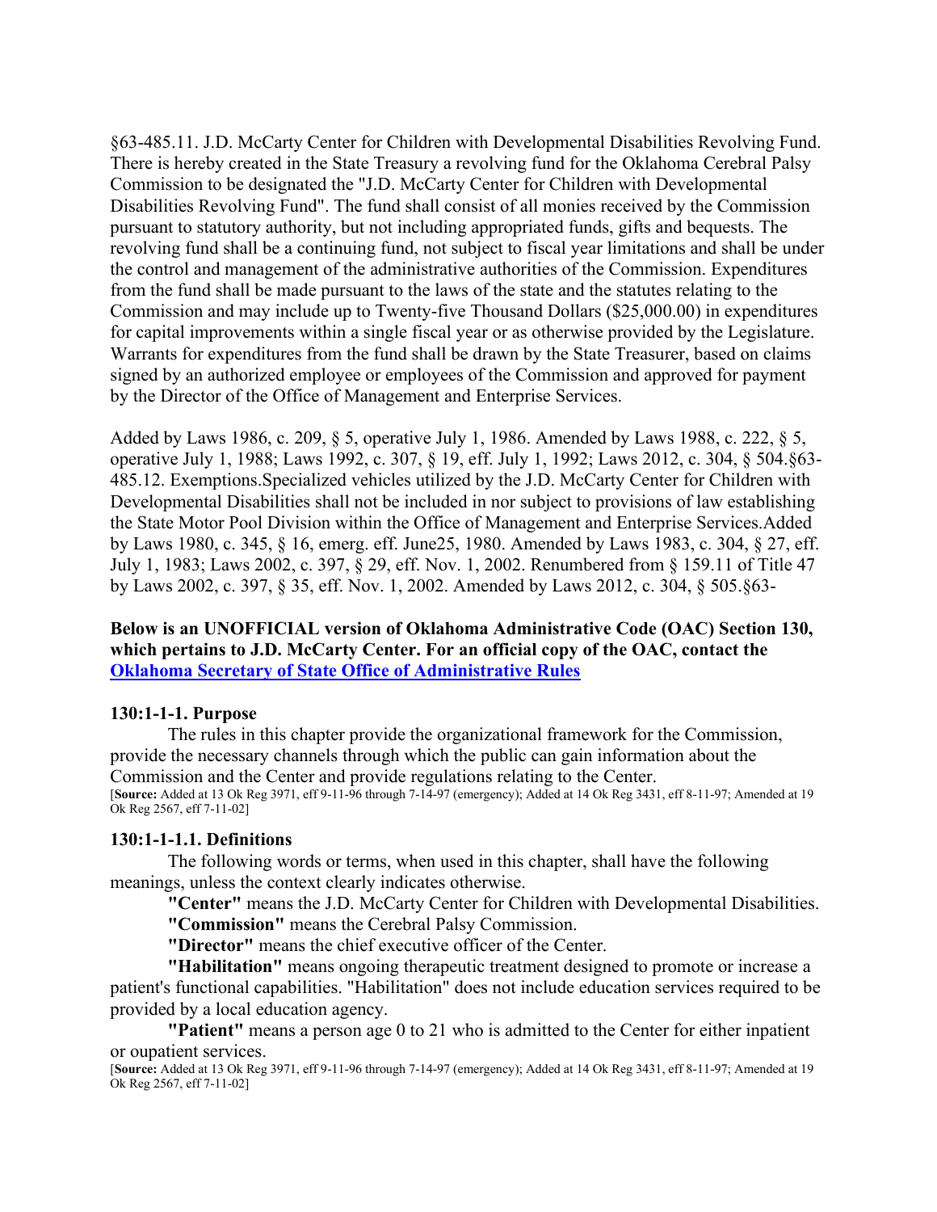§63-485.11. J.D. McCarty Center for Children with Developmental Disabilities Revolving Fund. There is hereby created in the State Treasury a revolving fund for the Oklahoma Cerebral Palsy Commission to be designated the "J.D. McCarty Center for Children with Developmental Disabilities Revolving Fund". The fund shall consist of all monies received by the Commission pursuant to statutory authority, but not including appropriated funds, gifts and bequests. The revolving fund shall be a continuing fund, not subject to fiscal year limitations and shall be under the control and management of the administrative authorities of the Commission. Expenditures from the fund shall be made pursuant to the laws of the state and the statutes relating to the Commission and may include up to Twenty-five Thousand Dollars ($25,000.00) in expenditures for capital improvements within a single fiscal year or as otherwise provided by the Legislature. Warrants for expenditures from the fund shall be drawn by the State Treasurer, based on claims signed by an authorized employee or employees of the Commission and approved for payment by the Director of the Office of Management and Enterprise Services.

Added by Laws 1986, c. 209, § 5, operative July 1, 1986. Amended by Laws 1988, c. 222, § 5, operative July 1, 1988; Laws 1992, c. 307, § 19, eff. July 1, 1992; Laws 2012, c. 304, § 504.§63-485.12. Exemptions.Specialized vehicles utilized by the J.D. McCarty Center for Children with Developmental Disabilities shall not be included in nor subject to provisions of law establishing the State Motor Pool Division within the Office of Management and Enterprise Services.Added by Laws 1980, c. 345, § 16, emerg. eff. June25, 1980. Amended by Laws 1983, c. 304, § 27, eff. July 1, 1983; Laws 2002, c. 397, § 29, eff. Nov. 1, 2002. Renumbered from § 159.11 of Title 47 by Laws 2002, c. 397, § 35, eff. Nov. 1, 2002. Amended by Laws 2012, c. 304, § 505.§63-

**Below is an UNOFFICIAL version of Oklahoma Administrative Code (OAC) Section 130, which pertains to J.D. McCarty Center. For an official copy of the OAC, contact the Oklahoma Secretary of State Office of Administrative Rules**

**130:1-1-1. Purpose**

The rules in this chapter provide the organizational framework for the Commission, provide the necessary channels through which the public can gain information about the Commission and the Center and provide regulations relating to the Center.

[**Source:** Added at 13 Ok Reg 3971, eff 9-11-96 through 7-14-97 (emergency); Added at 14 Ok Reg 3431, eff 8-11-97; Amended at 19 Ok Reg 2567, eff 7-11-02]

**130:1-1-1.1. Definitions**

The following words or terms, when used in this chapter, shall have the following meanings, unless the context clearly indicates otherwise.

**"Center"** means the J.D. McCarty Center for Children with Developmental Disabilities.

**"Commission"** means the Cerebral Palsy Commission.

**"Director"** means the chief executive officer of the Center.

**"Habilitation"** means ongoing therapeutic treatment designed to promote or increase a patient's functional capabilities. "Habilitation" does not include education services required to be provided by a local education agency.

**"Patient"** means a person age 0 to 21 who is admitted to the Center for either inpatient or oupatient services.

[**Source:** Added at 13 Ok Reg 3971, eff 9-11-96 through 7-14-97 (emergency); Added at 14 Ok Reg 3431, eff 8-11-97; Amended at 19 Ok Reg 2567, eff 7-11-02]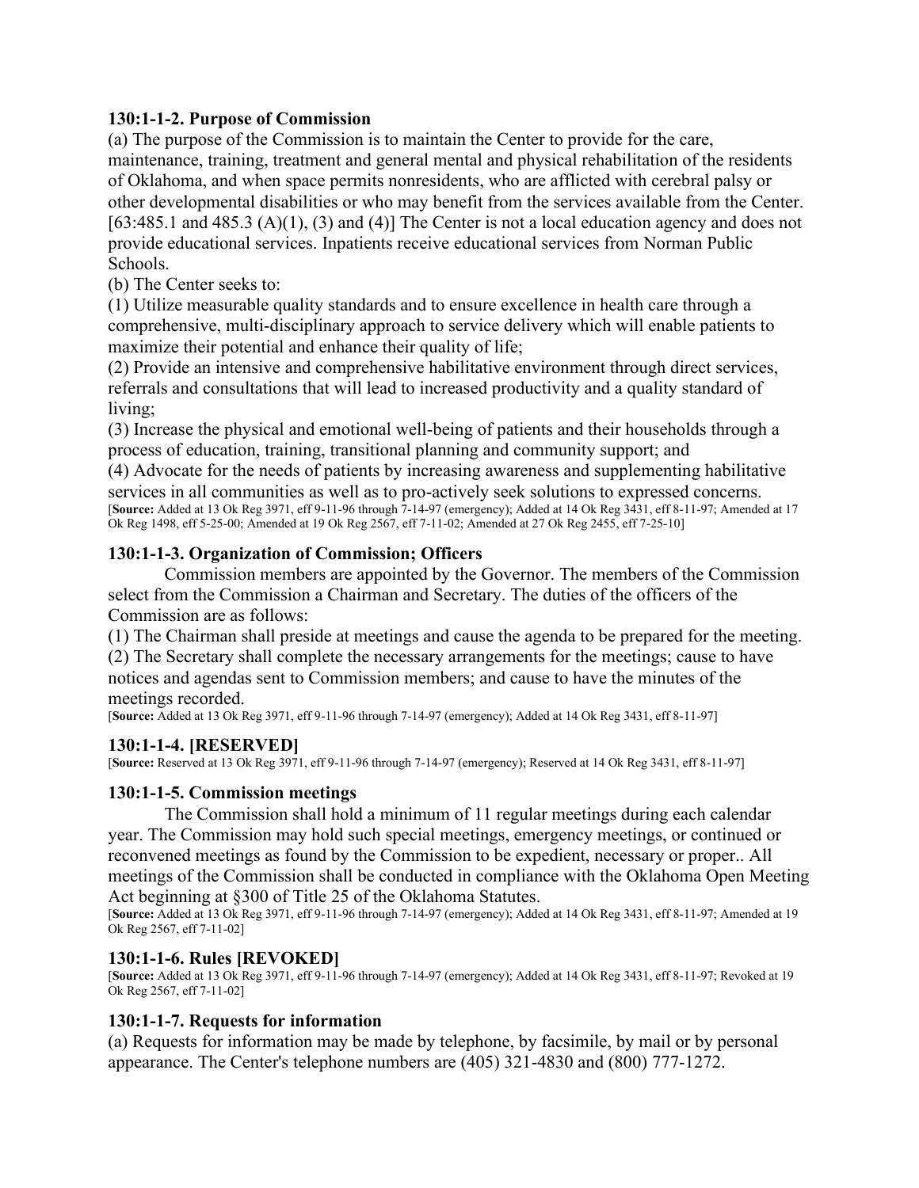### 130:1-1-2. Purpose of Commission

(a) The purpose of the Commission is to maintain the Center to provide for the care, maintenance, training, treatment and general mental and physical rehabilitation of the residents of Oklahoma, and when space permits nonresidents, who are afflicted with cerebral palsy or other developmental disabilities or who may benefit from the services available from the Center. [63:485.1 and 485.3 (A)(1), (3) and (4)] The Center is not a local education agency and does not provide educational services. Inpatients receive educational services from Norman Public Schools.

(b) The Center seeks to:

(1) Utilize measurable quality standards and to ensure excellence in health care through a comprehensive, multi-disciplinary approach to service delivery which will enable patients to maximize their potential and enhance their quality of life;

(2) Provide an intensive and comprehensive habilitative environment through direct services, referrals and consultations that will lead to increased productivity and a quality standard of living;

(3) Increase the physical and emotional well-being of patients and their households through a process of education, training, transitional planning and community support; and

(4) Advocate for the needs of patients by increasing awareness and supplementing habilitative services in all communities as well as to pro-actively seek solutions to expressed concerns.

[**Source:** Added at 13 Ok Reg 3971, eff 9-11-96 through 7-14-97 (emergency); Added at 14 Ok Reg 3431, eff 8-11-97; Amended at 17 Ok Reg 1498, eff 5-25-00; Amended at 19 Ok Reg 2567, eff 7-11-02; Amended at 27 Ok Reg 2455, eff 7-25-10]

### 130:1-1-3. Organization of Commission; Officers

Commission members are appointed by the Governor. The members of the Commission select from the Commission a Chairman and Secretary. The duties of the officers of the Commission are as follows:

(1) The Chairman shall preside at meetings and cause the agenda to be prepared for the meeting.

(2) The Secretary shall complete the necessary arrangements for the meetings; cause to have notices and agendas sent to Commission members; and cause to have the minutes of the meetings recorded.

[**Source:** Added at 13 Ok Reg 3971, eff 9-11-96 through 7-14-97 (emergency); Added at 14 Ok Reg 3431, eff 8-11-97]

### 130:1-1-4. [RESERVED]

[**Source:** Reserved at 13 Ok Reg 3971, eff 9-11-96 through 7-14-97 (emergency); Reserved at 14 Ok Reg 3431, eff 8-11-97]

### 130:1-1-5. Commission meetings

The Commission shall hold a minimum of 11 regular meetings during each calendar year. The Commission may hold such special meetings, emergency meetings, or continued or reconvened meetings as found by the Commission to be expedient, necessary or proper.. All meetings of the Commission shall be conducted in compliance with the Oklahoma Open Meeting Act beginning at §300 of Title 25 of the Oklahoma Statutes.

[**Source:** Added at 13 Ok Reg 3971, eff 9-11-96 through 7-14-97 (emergency); Added at 14 Ok Reg 3431, eff 8-11-97; Amended at 19 Ok Reg 2567, eff 7-11-02]

### 130:1-1-6. Rules [REVOKED]

[**Source:** Added at 13 Ok Reg 3971, eff 9-11-96 through 7-14-97 (emergency); Added at 14 Ok Reg 3431, eff 8-11-97; Revoked at 19 Ok Reg 2567, eff 7-11-02]

### 130:1-1-7. Requests for information

(a) Requests for information may be made by telephone, by facsimile, by mail or by personal appearance. The Center's telephone numbers are (405) 321-4830 and (800) 777-1272.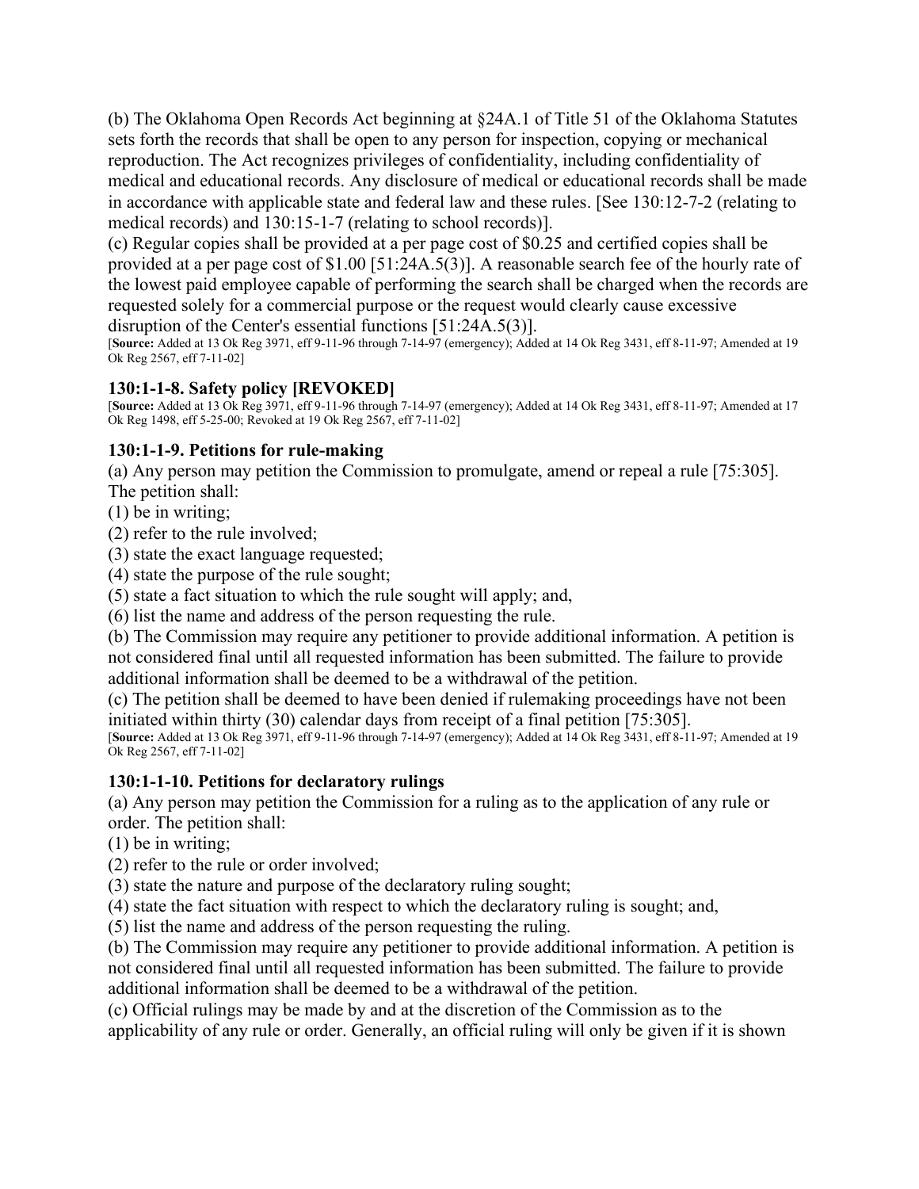(b) The Oklahoma Open Records Act beginning at §24A.1 of Title 51 of the Oklahoma Statutes sets forth the records that shall be open to any person for inspection, copying or mechanical reproduction. The Act recognizes privileges of confidentiality, including confidentiality of medical and educational records. Any disclosure of medical or educational records shall be made in accordance with applicable state and federal law and these rules. [See 130:12-7-2 (relating to medical records) and 130:15-1-7 (relating to school records)].

(c) Regular copies shall be provided at a per page cost of $0.25 and certified copies shall be provided at a per page cost of $1.00 [51:24A.5(3)]. A reasonable search fee of the hourly rate of the lowest paid employee capable of performing the search shall be charged when the records are requested solely for a commercial purpose or the request would clearly cause excessive disruption of the Center's essential functions [51:24A.5(3)].

[**Source:** Added at 13 Ok Reg 3971, eff 9-11-96 through 7-14-97 (emergency); Added at 14 Ok Reg 3431, eff 8-11-97; Amended at 19 Ok Reg 2567, eff 7-11-02]

### 130:1-1-8. Safety policy [REVOKED]

[**Source:** Added at 13 Ok Reg 3971, eff 9-11-96 through 7-14-97 (emergency); Added at 14 Ok Reg 3431, eff 8-11-97; Amended at 17 Ok Reg 1498, eff 5-25-00; Revoked at 19 Ok Reg 2567, eff 7-11-02]

### 130:1-1-9. Petitions for rule-making

(a) Any person may petition the Commission to promulgate, amend or repeal a rule [75:305]. The petition shall:

(1) be in writing;

(2) refer to the rule involved;

(3) state the exact language requested;

(4) state the purpose of the rule sought;

(5) state a fact situation to which the rule sought will apply; and,

(6) list the name and address of the person requesting the rule.

(b) The Commission may require any petitioner to provide additional information. A petition is not considered final until all requested information has been submitted. The failure to provide additional information shall be deemed to be a withdrawal of the petition.

(c) The petition shall be deemed to have been denied if rulemaking proceedings have not been initiated within thirty (30) calendar days from receipt of a final petition [75:305].

[**Source:** Added at 13 Ok Reg 3971, eff 9-11-96 through 7-14-97 (emergency); Added at 14 Ok Reg 3431, eff 8-11-97; Amended at 19 Ok Reg 2567, eff 7-11-02]

### 130:1-1-10. Petitions for declaratory rulings

(a) Any person may petition the Commission for a ruling as to the application of any rule or order. The petition shall:

(1) be in writing;

(2) refer to the rule or order involved;

(3) state the nature and purpose of the declaratory ruling sought;

(4) state the fact situation with respect to which the declaratory ruling is sought; and,

(5) list the name and address of the person requesting the ruling.

(b) The Commission may require any petitioner to provide additional information. A petition is not considered final until all requested information has been submitted. The failure to provide additional information shall be deemed to be a withdrawal of the petition.

(c) Official rulings may be made by and at the discretion of the Commission as to the applicability of any rule or order. Generally, an official ruling will only be given if it is shown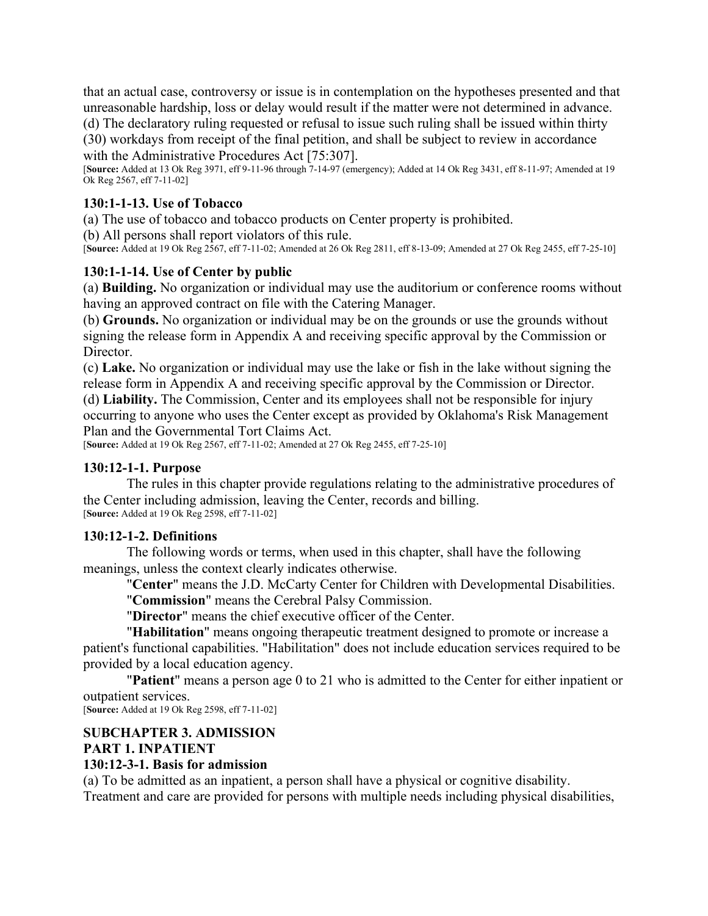that an actual case, controversy or issue is in contemplation on the hypotheses presented and that unreasonable hardship, loss or delay would result if the matter were not determined in advance.
(d) The declaratory ruling requested or refusal to issue such ruling shall be issued within thirty (30) workdays from receipt of the final petition, and shall be subject to review in accordance with the Administrative Procedures Act [75:307].
[**Source:** Added at 13 Ok Reg 3971, eff 9-11-96 through 7-14-97 (emergency); Added at 14 Ok Reg 3431, eff 8-11-97; Amended at 19 Ok Reg 2567, eff 7-11-02]

### 130:1-1-13. Use of Tobacco

(a) The use of tobacco and tobacco products on Center property is prohibited.
(b) All persons shall report violators of this rule.
[**Source:** Added at 19 Ok Reg 2567, eff 7-11-02; Amended at 26 Ok Reg 2811, eff 8-13-09; Amended at 27 Ok Reg 2455, eff 7-25-10]

### 130:1-1-14. Use of Center by public

(a) **Building.** No organization or individual may use the auditorium or conference rooms without having an approved contract on file with the Catering Manager.
(b) **Grounds.** No organization or individual may be on the grounds or use the grounds without signing the release form in Appendix A and receiving specific approval by the Commission or Director.
(c) **Lake.** No organization or individual may use the lake or fish in the lake without signing the release form in Appendix A and receiving specific approval by the Commission or Director.
(d) **Liability.** The Commission, Center and its employees shall not be responsible for injury occurring to anyone who uses the Center except as provided by Oklahoma's Risk Management Plan and the Governmental Tort Claims Act.
[**Source:** Added at 19 Ok Reg 2567, eff 7-11-02; Amended at 27 Ok Reg 2455, eff 7-25-10]

### 130:12-1-1. Purpose

The rules in this chapter provide regulations relating to the administrative procedures of the Center including admission, leaving the Center, records and billing.
[**Source:** Added at 19 Ok Reg 2598, eff 7-11-02]

### 130:12-1-2. Definitions

The following words or terms, when used in this chapter, shall have the following meanings, unless the context clearly indicates otherwise.

"**Center**" means the J.D. McCarty Center for Children with Developmental Disabilities.

"**Commission**" means the Cerebral Palsy Commission.

"**Director**" means the chief executive officer of the Center.

"**Habilitation**" means ongoing therapeutic treatment designed to promote or increase a patient's functional capabilities. "Habilitation" does not include education services required to be provided by a local education agency.

"**Patient**" means a person age 0 to 21 who is admitted to the Center for either inpatient or outpatient services.
[**Source:** Added at 19 Ok Reg 2598, eff 7-11-02]

## SUBCHAPTER 3. ADMISSION

## PART 1. INPATIENT

### 130:12-3-1. Basis for admission

(a) To be admitted as an inpatient, a person shall have a physical or cognitive disability. Treatment and care are provided for persons with multiple needs including physical disabilities,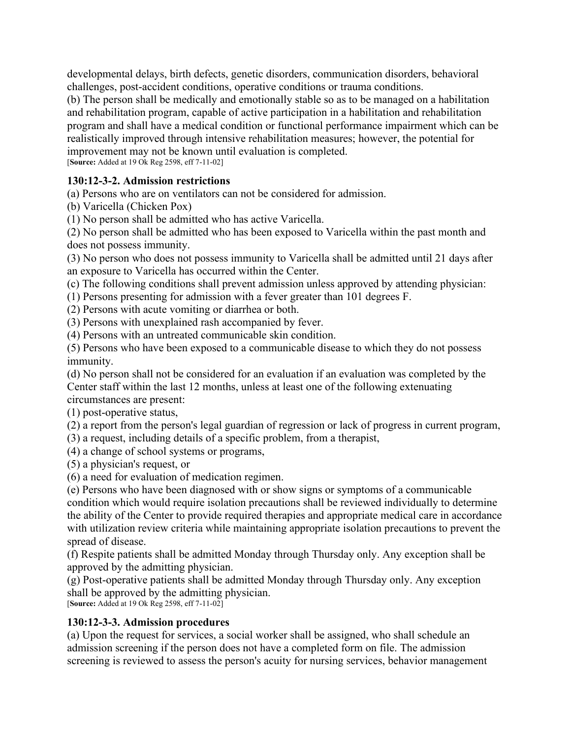developmental delays, birth defects, genetic disorders, communication disorders, behavioral challenges, post-accident conditions, operative conditions or trauma conditions.

(b) The person shall be medically and emotionally stable so as to be managed on a habilitation and rehabilitation program, capable of active participation in a habilitation and rehabilitation program and shall have a medical condition or functional performance impairment which can be realistically improved through intensive rehabilitation measures; however, the potential for improvement may not be known until evaluation is completed.

[**Source:** Added at 19 Ok Reg 2598, eff 7-11-02]

### 130:12-3-2. Admission restrictions

(a) Persons who are on ventilators can not be considered for admission.

(b) Varicella (Chicken Pox)

(1) No person shall be admitted who has active Varicella.

(2) No person shall be admitted who has been exposed to Varicella within the past month and does not possess immunity.

(3) No person who does not possess immunity to Varicella shall be admitted until 21 days after an exposure to Varicella has occurred within the Center.

(c) The following conditions shall prevent admission unless approved by attending physician:

(1) Persons presenting for admission with a fever greater than 101 degrees F.

(2) Persons with acute vomiting or diarrhea or both.

(3) Persons with unexplained rash accompanied by fever.

(4) Persons with an untreated communicable skin condition.

(5) Persons who have been exposed to a communicable disease to which they do not possess immunity.

(d) No person shall not be considered for an evaluation if an evaluation was completed by the Center staff within the last 12 months, unless at least one of the following extenuating circumstances are present:

(1) post-operative status,

(2) a report from the person's legal guardian of regression or lack of progress in current program,

(3) a request, including details of a specific problem, from a therapist,

(4) a change of school systems or programs,

(5) a physician's request, or

(6) a need for evaluation of medication regimen.

(e) Persons who have been diagnosed with or show signs or symptoms of a communicable condition which would require isolation precautions shall be reviewed individually to determine the ability of the Center to provide required therapies and appropriate medical care in accordance with utilization review criteria while maintaining appropriate isolation precautions to prevent the spread of disease.

(f) Respite patients shall be admitted Monday through Thursday only. Any exception shall be approved by the admitting physician.

(g) Post-operative patients shall be admitted Monday through Thursday only. Any exception shall be approved by the admitting physician.

[**Source:** Added at 19 Ok Reg 2598, eff 7-11-02]

### 130:12-3-3. Admission procedures

(a) Upon the request for services, a social worker shall be assigned, who shall schedule an admission screening if the person does not have a completed form on file. The admission screening is reviewed to assess the person's acuity for nursing services, behavior management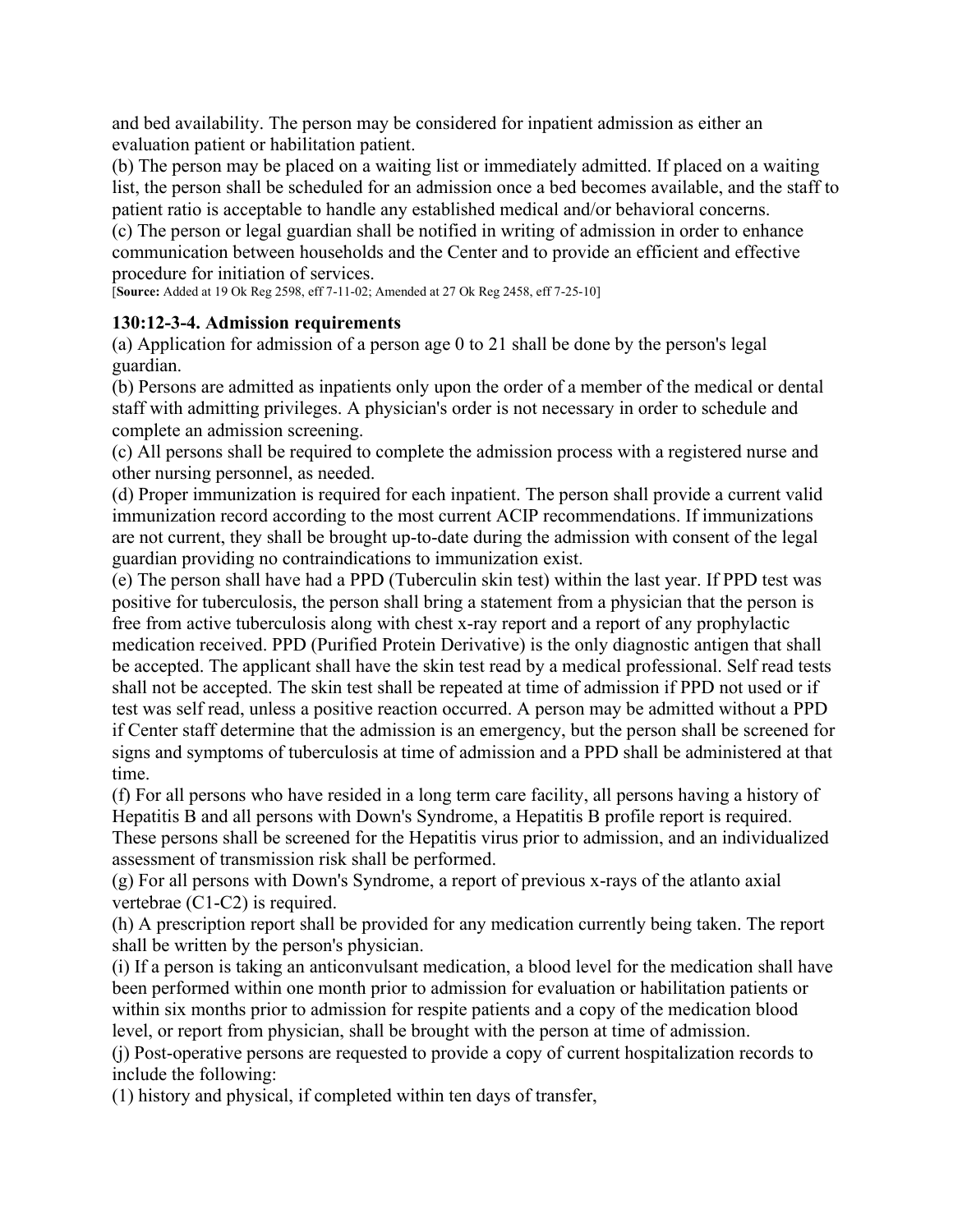and bed availability. The person may be considered for inpatient admission as either an evaluation patient or habilitation patient.

(b) The person may be placed on a waiting list or immediately admitted. If placed on a waiting list, the person shall be scheduled for an admission once a bed becomes available, and the staff to patient ratio is acceptable to handle any established medical and/or behavioral concerns.

(c) The person or legal guardian shall be notified in writing of admission in order to enhance communication between households and the Center and to provide an efficient and effective procedure for initiation of services.

[**Source:** Added at 19 Ok Reg 2598, eff 7-11-02; Amended at 27 Ok Reg 2458, eff 7-25-10]

**130:12-3-4. Admission requirements**

(a) Application for admission of a person age 0 to 21 shall be done by the person's legal guardian.

(b) Persons are admitted as inpatients only upon the order of a member of the medical or dental staff with admitting privileges. A physician's order is not necessary in order to schedule and complete an admission screening.

(c) All persons shall be required to complete the admission process with a registered nurse and other nursing personnel, as needed.

(d) Proper immunization is required for each inpatient. The person shall provide a current valid immunization record according to the most current ACIP recommendations. If immunizations are not current, they shall be brought up-to-date during the admission with consent of the legal guardian providing no contraindications to immunization exist.

(e) The person shall have had a PPD (Tuberculin skin test) within the last year. If PPD test was positive for tuberculosis, the person shall bring a statement from a physician that the person is free from active tuberculosis along with chest x-ray report and a report of any prophylactic medication received. PPD (Purified Protein Derivative) is the only diagnostic antigen that shall be accepted. The applicant shall have the skin test read by a medical professional. Self read tests shall not be accepted. The skin test shall be repeated at time of admission if PPD not used or if test was self read, unless a positive reaction occurred. A person may be admitted without a PPD if Center staff determine that the admission is an emergency, but the person shall be screened for signs and symptoms of tuberculosis at time of admission and a PPD shall be administered at that time.

(f) For all persons who have resided in a long term care facility, all persons having a history of Hepatitis B and all persons with Down's Syndrome, a Hepatitis B profile report is required. These persons shall be screened for the Hepatitis virus prior to admission, and an individualized assessment of transmission risk shall be performed.

(g) For all persons with Down's Syndrome, a report of previous x-rays of the atlanto axial vertebrae (C1-C2) is required.

(h) A prescription report shall be provided for any medication currently being taken. The report shall be written by the person's physician.

(i) If a person is taking an anticonvulsant medication, a blood level for the medication shall have been performed within one month prior to admission for evaluation or habilitation patients or within six months prior to admission for respite patients and a copy of the medication blood level, or report from physician, shall be brought with the person at time of admission.

(j) Post-operative persons are requested to provide a copy of current hospitalization records to include the following:

(1) history and physical, if completed within ten days of transfer,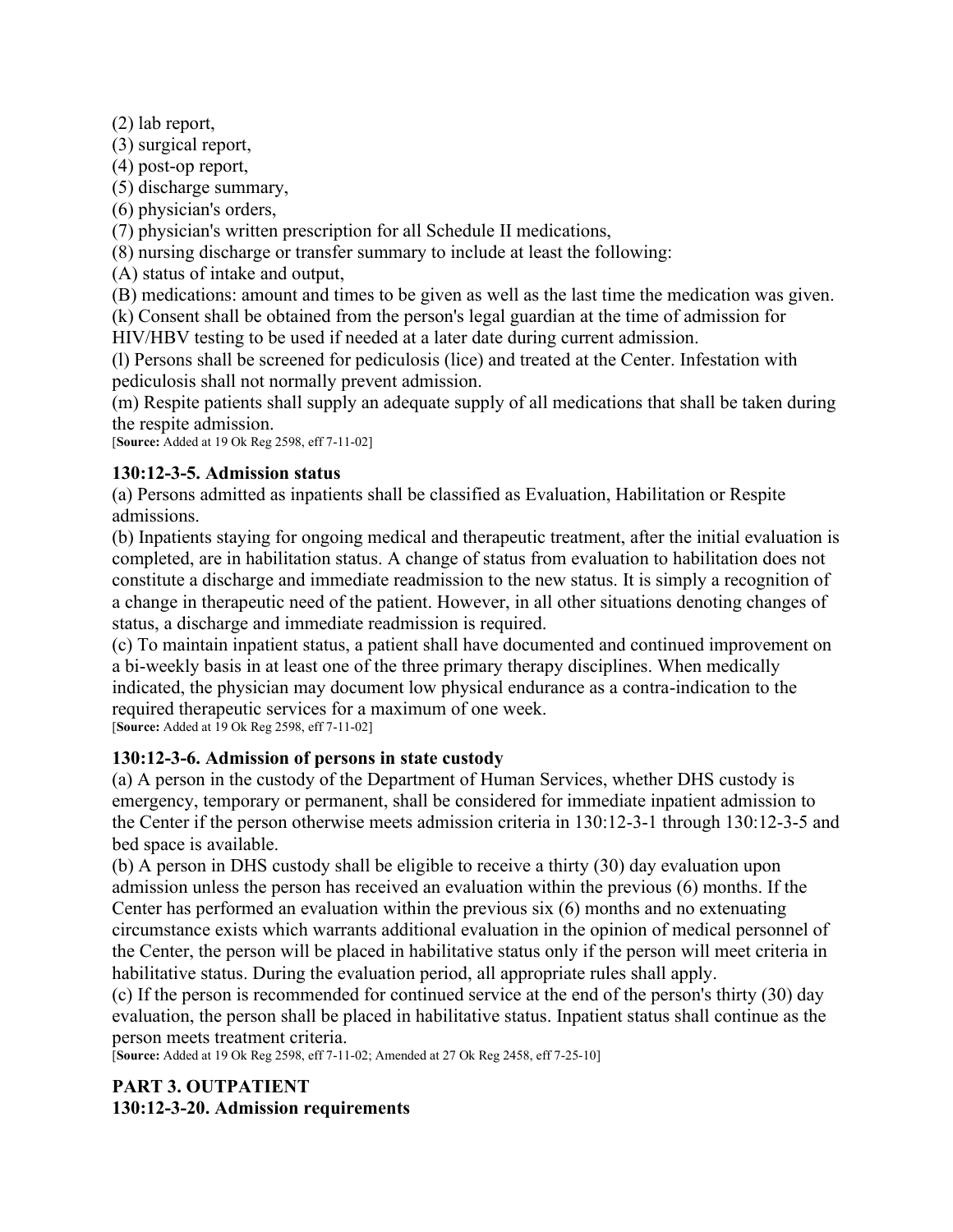(2) lab report,
(3) surgical report,
(4) post-op report,
(5) discharge summary,
(6) physician's orders,
(7) physician's written prescription for all Schedule II medications,
(8) nursing discharge or transfer summary to include at least the following:
(A) status of intake and output,
(B) medications: amount and times to be given as well as the last time the medication was given.
(k) Consent shall be obtained from the person's legal guardian at the time of admission for HIV/HBV testing to be used if needed at a later date during current admission.
(l) Persons shall be screened for pediculosis (lice) and treated at the Center. Infestation with pediculosis shall not normally prevent admission.
(m) Respite patients shall supply an adequate supply of all medications that shall be taken during the respite admission.
[**Source:** Added at 19 Ok Reg 2598, eff 7-11-02]

### 130:12-3-5. Admission status

(a) Persons admitted as inpatients shall be classified as Evaluation, Habilitation or Respite admissions.
(b) Inpatients staying for ongoing medical and therapeutic treatment, after the initial evaluation is completed, are in habilitation status. A change of status from evaluation to habilitation does not constitute a discharge and immediate readmission to the new status. It is simply a recognition of a change in therapeutic need of the patient. However, in all other situations denoting changes of status, a discharge and immediate readmission is required.
(c) To maintain inpatient status, a patient shall have documented and continued improvement on a bi-weekly basis in at least one of the three primary therapy disciplines. When medically indicated, the physician may document low physical endurance as a contra-indication to the required therapeutic services for a maximum of one week.
[**Source:** Added at 19 Ok Reg 2598, eff 7-11-02]

### 130:12-3-6. Admission of persons in state custody

(a) A person in the custody of the Department of Human Services, whether DHS custody is emergency, temporary or permanent, shall be considered for immediate inpatient admission to the Center if the person otherwise meets admission criteria in 130:12-3-1 through 130:12-3-5 and bed space is available.
(b) A person in DHS custody shall be eligible to receive a thirty (30) day evaluation upon admission unless the person has received an evaluation within the previous (6) months. If the Center has performed an evaluation within the previous six (6) months and no extenuating circumstance exists which warrants additional evaluation in the opinion of medical personnel of the Center, the person will be placed in habilitative status only if the person will meet criteria in habilitative status. During the evaluation period, all appropriate rules shall apply.
(c) If the person is recommended for continued service at the end of the person's thirty (30) day evaluation, the person shall be placed in habilitative status. Inpatient status shall continue as the person meets treatment criteria.
[**Source:** Added at 19 Ok Reg 2598, eff 7-11-02; Amended at 27 Ok Reg 2458, eff 7-25-10]

## PART 3. OUTPATIENT

### 130:12-3-20. Admission requirements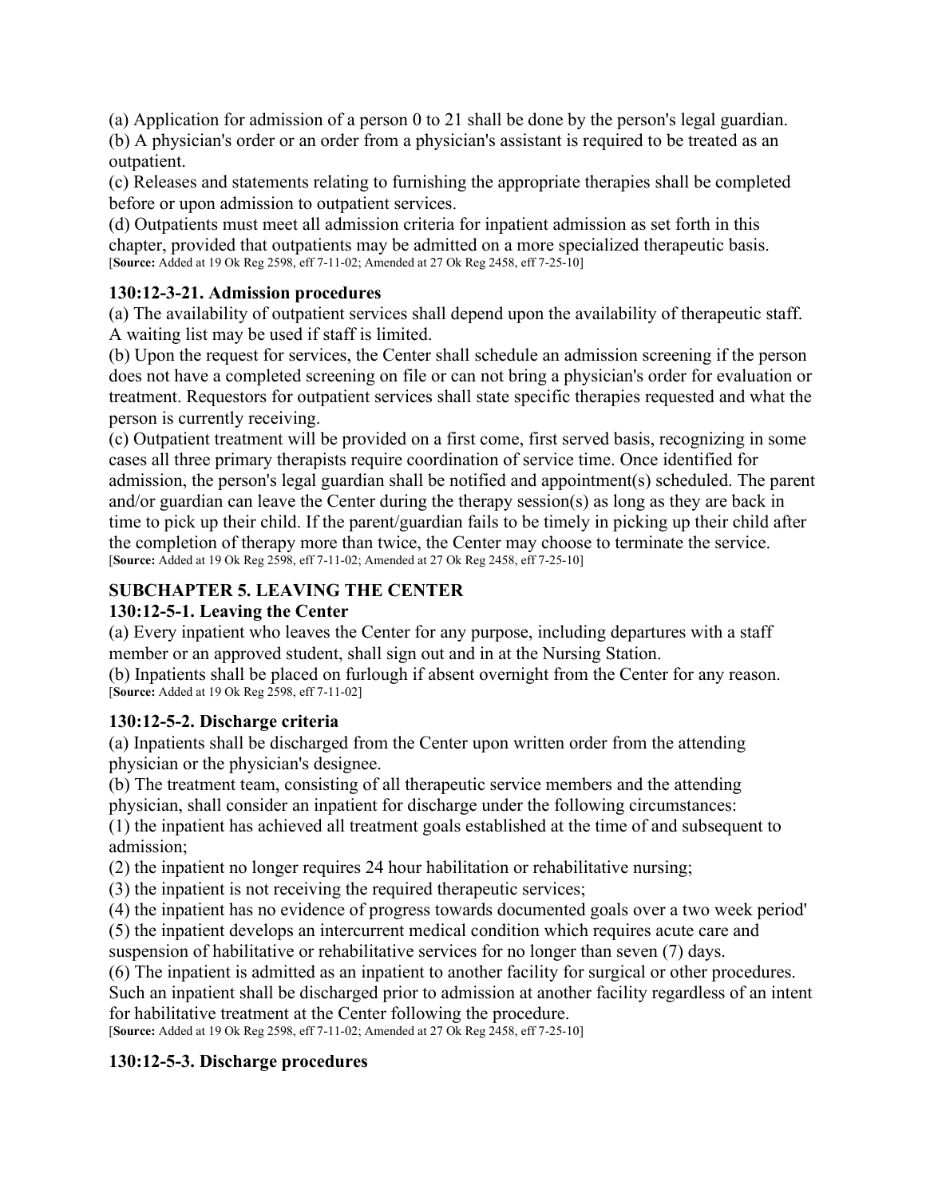(a) Application for admission of a person 0 to 21 shall be done by the person's legal guardian.
(b) A physician's order or an order from a physician's assistant is required to be treated as an outpatient.
(c) Releases and statements relating to furnishing the appropriate therapies shall be completed before or upon admission to outpatient services.
(d) Outpatients must meet all admission criteria for inpatient admission as set forth in this chapter, provided that outpatients may be admitted on a more specialized therapeutic basis.
[**Source:** Added at 19 Ok Reg 2598, eff 7-11-02; Amended at 27 Ok Reg 2458, eff 7-25-10]

### 130:12-3-21. Admission procedures

(a) The availability of outpatient services shall depend upon the availability of therapeutic staff. A waiting list may be used if staff is limited.
(b) Upon the request for services, the Center shall schedule an admission screening if the person does not have a completed screening on file or can not bring a physician's order for evaluation or treatment. Requestors for outpatient services shall state specific therapies requested and what the person is currently receiving.
(c) Outpatient treatment will be provided on a first come, first served basis, recognizing in some cases all three primary therapists require coordination of service time. Once identified for admission, the person's legal guardian shall be notified and appointment(s) scheduled. The parent and/or guardian can leave the Center during the therapy session(s) as long as they are back in time to pick up their child. If the parent/guardian fails to be timely in picking up their child after the completion of therapy more than twice, the Center may choose to terminate the service.
[**Source:** Added at 19 Ok Reg 2598, eff 7-11-02; Amended at 27 Ok Reg 2458, eff 7-25-10]

## SUBCHAPTER 5. LEAVING THE CENTER

### 130:12-5-1. Leaving the Center

(a) Every inpatient who leaves the Center for any purpose, including departures with a staff member or an approved student, shall sign out and in at the Nursing Station.
(b) Inpatients shall be placed on furlough if absent overnight from the Center for any reason.
[**Source:** Added at 19 Ok Reg 2598, eff 7-11-02]

### 130:12-5-2. Discharge criteria

(a) Inpatients shall be discharged from the Center upon written order from the attending physician or the physician's designee.
(b) The treatment team, consisting of all therapeutic service members and the attending physician, shall consider an inpatient for discharge under the following circumstances:
(1) the inpatient has achieved all treatment goals established at the time of and subsequent to admission;
(2) the inpatient no longer requires 24 hour habilitation or rehabilitative nursing;
(3) the inpatient is not receiving the required therapeutic services;
(4) the inpatient has no evidence of progress towards documented goals over a two week period'
(5) the inpatient develops an intercurrent medical condition which requires acute care and suspension of habilitative or rehabilitative services for no longer than seven (7) days.
(6) The inpatient is admitted as an inpatient to another facility for surgical or other procedures. Such an inpatient shall be discharged prior to admission at another facility regardless of an intent for habilitative treatment at the Center following the procedure.
[**Source:** Added at 19 Ok Reg 2598, eff 7-11-02; Amended at 27 Ok Reg 2458, eff 7-25-10]

### 130:12-5-3. Discharge procedures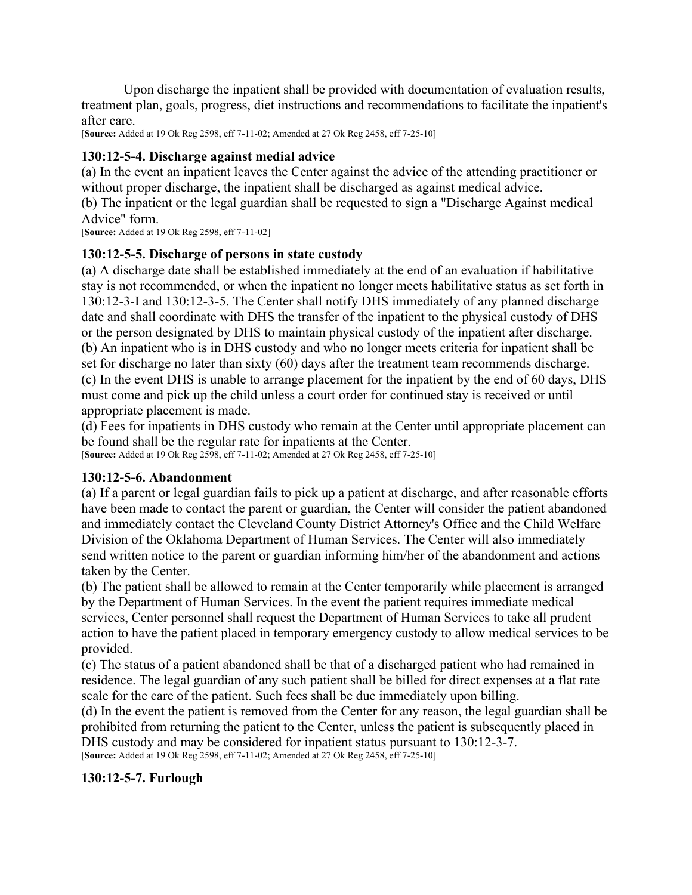Upon discharge the inpatient shall be provided with documentation of evaluation results, treatment plan, goals, progress, diet instructions and recommendations to facilitate the inpatient's after care.

[**Source:** Added at 19 Ok Reg 2598, eff 7-11-02; Amended at 27 Ok Reg 2458, eff 7-25-10]

### 130:12-5-4. Discharge against medial advice

(a) In the event an inpatient leaves the Center against the advice of the attending practitioner or without proper discharge, the inpatient shall be discharged as against medical advice.

(b) The inpatient or the legal guardian shall be requested to sign a "Discharge Against medical Advice" form.

[**Source:** Added at 19 Ok Reg 2598, eff 7-11-02]

### 130:12-5-5. Discharge of persons in state custody

(a) A discharge date shall be established immediately at the end of an evaluation if habilitative stay is not recommended, or when the inpatient no longer meets habilitative status as set forth in 130:12-3-I and 130:12-3-5. The Center shall notify DHS immediately of any planned discharge date and shall coordinate with DHS the transfer of the inpatient to the physical custody of DHS or the person designated by DHS to maintain physical custody of the inpatient after discharge.

(b) An inpatient who is in DHS custody and who no longer meets criteria for inpatient shall be set for discharge no later than sixty (60) days after the treatment team recommends discharge.

(c) In the event DHS is unable to arrange placement for the inpatient by the end of 60 days, DHS must come and pick up the child unless a court order for continued stay is received or until appropriate placement is made.

(d) Fees for inpatients in DHS custody who remain at the Center until appropriate placement can be found shall be the regular rate for inpatients at the Center.

[**Source:** Added at 19 Ok Reg 2598, eff 7-11-02; Amended at 27 Ok Reg 2458, eff 7-25-10]

### 130:12-5-6. Abandonment

(a) If a parent or legal guardian fails to pick up a patient at discharge, and after reasonable efforts have been made to contact the parent or guardian, the Center will consider the patient abandoned and immediately contact the Cleveland County District Attorney's Office and the Child Welfare Division of the Oklahoma Department of Human Services. The Center will also immediately send written notice to the parent or guardian informing him/her of the abandonment and actions taken by the Center.

(b) The patient shall be allowed to remain at the Center temporarily while placement is arranged by the Department of Human Services. In the event the patient requires immediate medical services, Center personnel shall request the Department of Human Services to take all prudent action to have the patient placed in temporary emergency custody to allow medical services to be provided.

(c) The status of a patient abandoned shall be that of a discharged patient who had remained in residence. The legal guardian of any such patient shall be billed for direct expenses at a flat rate scale for the care of the patient. Such fees shall be due immediately upon billing.

(d) In the event the patient is removed from the Center for any reason, the legal guardian shall be prohibited from returning the patient to the Center, unless the patient is subsequently placed in DHS custody and may be considered for inpatient status pursuant to 130:12-3-7.

[**Source:** Added at 19 Ok Reg 2598, eff 7-11-02; Amended at 27 Ok Reg 2458, eff 7-25-10]

### 130:12-5-7. Furlough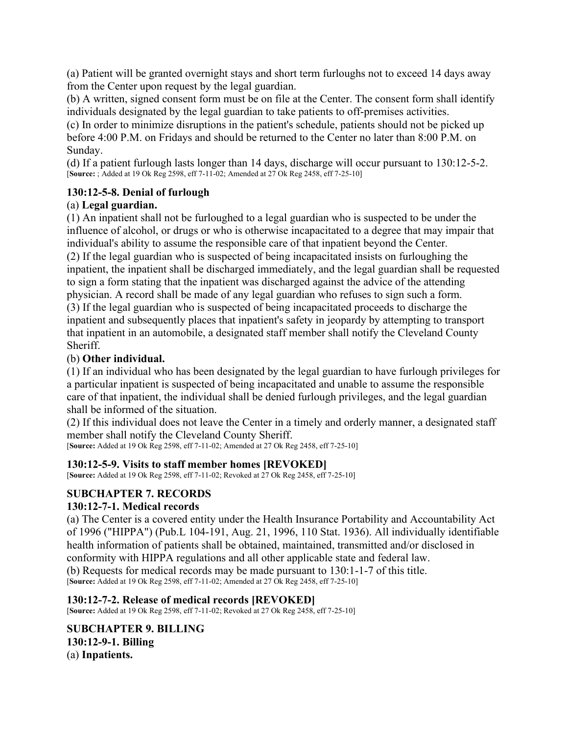(a) Patient will be granted overnight stays and short term furloughs not to exceed 14 days away from the Center upon request by the legal guardian.
(b) A written, signed consent form must be on file at the Center. The consent form shall identify individuals designated by the legal guardian to take patients to off-premises activities.
(c) In order to minimize disruptions in the patient's schedule, patients should not be picked up before 4:00 P.M. on Fridays and should be returned to the Center no later than 8:00 P.M. on Sunday.
(d) If a patient furlough lasts longer than 14 days, discharge will occur pursuant to 130:12-5-2.
[**Source:** ; Added at 19 Ok Reg 2598, eff 7-11-02; Amended at 27 Ok Reg 2458, eff 7-25-10]

### 130:12-5-8. Denial of furlough

(a) **Legal guardian.**
(1) An inpatient shall not be furloughed to a legal guardian who is suspected to be under the influence of alcohol, or drugs or who is otherwise incapacitated to a degree that may impair that individual's ability to assume the responsible care of that inpatient beyond the Center.
(2) If the legal guardian who is suspected of being incapacitated insists on furloughing the inpatient, the inpatient shall be discharged immediately, and the legal guardian shall be requested to sign a form stating that the inpatient was discharged against the advice of the attending physician. A record shall be made of any legal guardian who refuses to sign such a form.
(3) If the legal guardian who is suspected of being incapacitated proceeds to discharge the inpatient and subsequently places that inpatient's safety in jeopardy by attempting to transport that inpatient in an automobile, a designated staff member shall notify the Cleveland County Sheriff.
(b) **Other individual.**
(1) If an individual who has been designated by the legal guardian to have furlough privileges for a particular inpatient is suspected of being incapacitated and unable to assume the responsible care of that inpatient, the individual shall be denied furlough privileges, and the legal guardian shall be informed of the situation.
(2) If this individual does not leave the Center in a timely and orderly manner, a designated staff member shall notify the Cleveland County Sheriff.
[**Source:** Added at 19 Ok Reg 2598, eff 7-11-02; Amended at 27 Ok Reg 2458, eff 7-25-10]

### 130:12-5-9. Visits to staff member homes [REVOKED]

[**Source:** Added at 19 Ok Reg 2598, eff 7-11-02; Revoked at 27 Ok Reg 2458, eff 7-25-10]

## SUBCHAPTER 7. RECORDS

### 130:12-7-1. Medical records

(a) The Center is a covered entity under the Health Insurance Portability and Accountability Act of 1996 ("HIPPA") (Pub.L 104-191, Aug. 21, 1996, 110 Stat. 1936). All individually identifiable health information of patients shall be obtained, maintained, transmitted and/or disclosed in conformity with HIPPA regulations and all other applicable state and federal law.
(b) Requests for medical records may be made pursuant to 130:1-1-7 of this title.
[**Source:** Added at 19 Ok Reg 2598, eff 7-11-02; Amended at 27 Ok Reg 2458, eff 7-25-10]

### 130:12-7-2. Release of medical records [REVOKED]

[**Source:** Added at 19 Ok Reg 2598, eff 7-11-02; Revoked at 27 Ok Reg 2458, eff 7-25-10]

## SUBCHAPTER 9. BILLING

### 130:12-9-1. Billing

(a) **Inpatients.**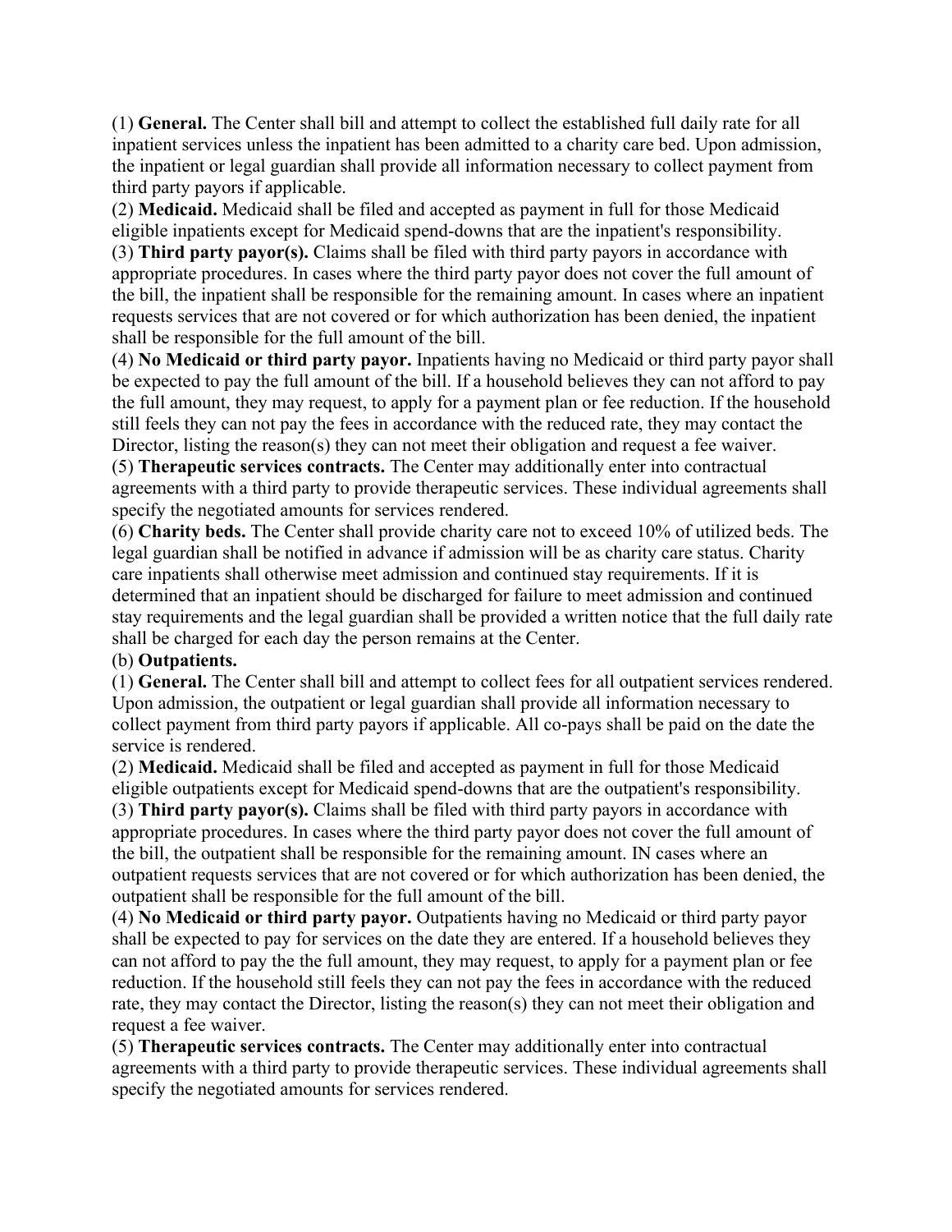(1) **General.** The Center shall bill and attempt to collect the established full daily rate for all inpatient services unless the inpatient has been admitted to a charity care bed. Upon admission, the inpatient or legal guardian shall provide all information necessary to collect payment from third party payors if applicable.

(2) **Medicaid.** Medicaid shall be filed and accepted as payment in full for those Medicaid eligible inpatients except for Medicaid spend-downs that are the inpatient's responsibility.

(3) **Third party payor(s).** Claims shall be filed with third party payors in accordance with appropriate procedures. In cases where the third party payor does not cover the full amount of the bill, the inpatient shall be responsible for the remaining amount. In cases where an inpatient requests services that are not covered or for which authorization has been denied, the inpatient shall be responsible for the full amount of the bill.

(4) **No Medicaid or third party payor.** Inpatients having no Medicaid or third party payor shall be expected to pay the full amount of the bill. If a household believes they can not afford to pay the full amount, they may request, to apply for a payment plan or fee reduction. If the household still feels they can not pay the fees in accordance with the reduced rate, they may contact the Director, listing the reason(s) they can not meet their obligation and request a fee waiver.

(5) **Therapeutic services contracts.** The Center may additionally enter into contractual agreements with a third party to provide therapeutic services. These individual agreements shall specify the negotiated amounts for services rendered.

(6) **Charity beds.** The Center shall provide charity care not to exceed 10% of utilized beds. The legal guardian shall be notified in advance if admission will be as charity care status. Charity care inpatients shall otherwise meet admission and continued stay requirements. If it is determined that an inpatient should be discharged for failure to meet admission and continued stay requirements and the legal guardian shall be provided a written notice that the full daily rate shall be charged for each day the person remains at the Center.

(b) **Outpatients.**

(1) **General.** The Center shall bill and attempt to collect fees for all outpatient services rendered. Upon admission, the outpatient or legal guardian shall provide all information necessary to collect payment from third party payors if applicable. All co-pays shall be paid on the date the service is rendered.

(2) **Medicaid.** Medicaid shall be filed and accepted as payment in full for those Medicaid eligible outpatients except for Medicaid spend-downs that are the outpatient's responsibility.

(3) **Third party payor(s).** Claims shall be filed with third party payors in accordance with appropriate procedures. In cases where the third party payor does not cover the full amount of the bill, the outpatient shall be responsible for the remaining amount. IN cases where an outpatient requests services that are not covered or for which authorization has been denied, the outpatient shall be responsible for the full amount of the bill.

(4) **No Medicaid or third party payor.** Outpatients having no Medicaid or third party payor shall be expected to pay for services on the date they are entered. If a household believes they can not afford to pay the the full amount, they may request, to apply for a payment plan or fee reduction. If the household still feels they can not pay the fees in accordance with the reduced rate, they may contact the Director, listing the reason(s) they can not meet their obligation and request a fee waiver.

(5) **Therapeutic services contracts.** The Center may additionally enter into contractual agreements with a third party to provide therapeutic services. These individual agreements shall specify the negotiated amounts for services rendered.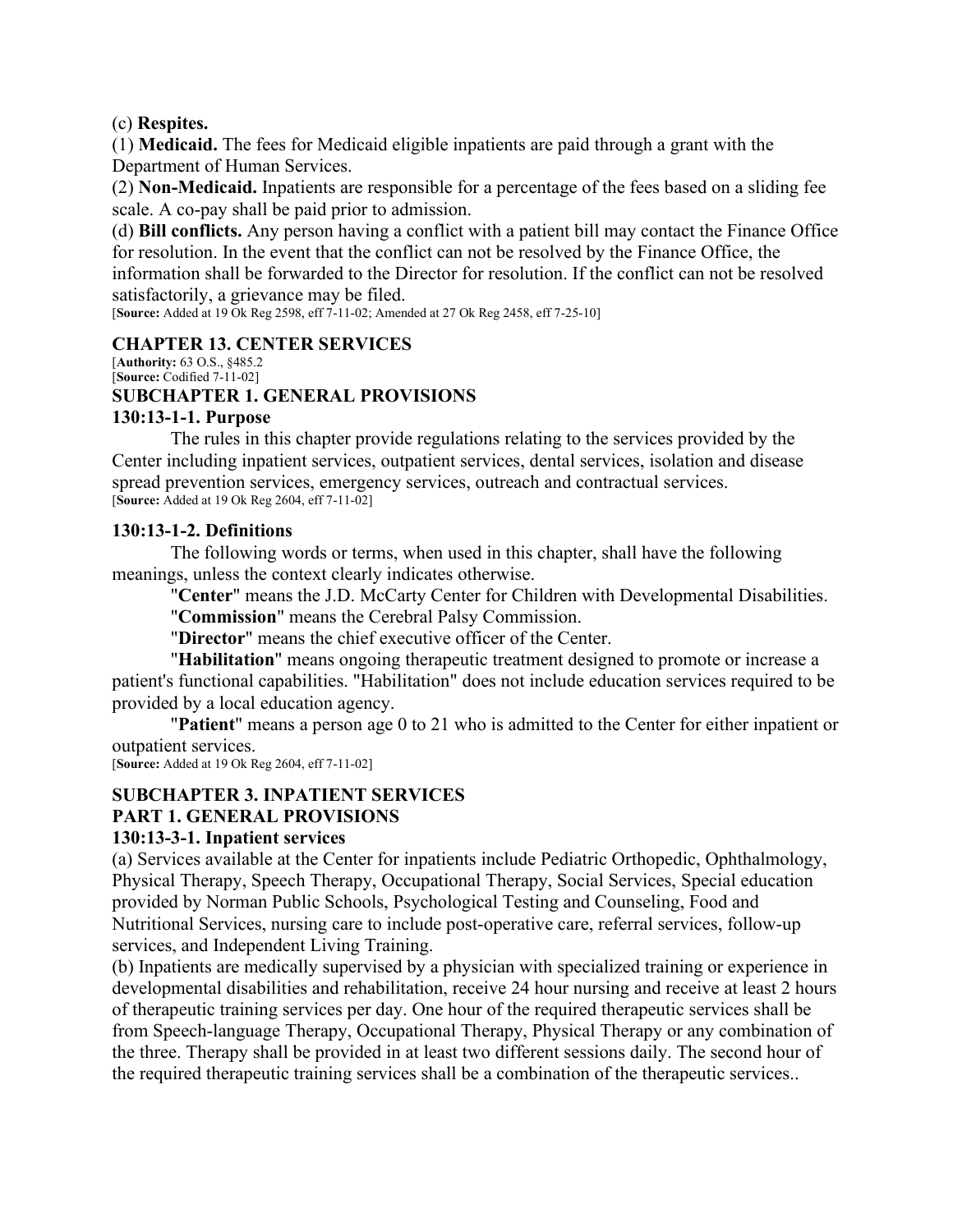(c) **Respites.**

(1) **Medicaid.** The fees for Medicaid eligible inpatients are paid through a grant with the Department of Human Services.

(2) **Non-Medicaid.** Inpatients are responsible for a percentage of the fees based on a sliding fee scale. A co-pay shall be paid prior to admission.

(d) **Bill conflicts.** Any person having a conflict with a patient bill may contact the Finance Office for resolution. In the event that the conflict can not be resolved by the Finance Office, the information shall be forwarded to the Director for resolution. If the conflict can not be resolved satisfactorily, a grievance may be filed.

[**Source:** Added at 19 Ok Reg 2598, eff 7-11-02; Amended at 27 Ok Reg 2458, eff 7-25-10]

## CHAPTER 13. CENTER SERVICES

[**Authority:** 63 O.S., §485.2
[**Source:** Codified 7-11-02]

### SUBCHAPTER 1. GENERAL PROVISIONS

#### 130:13-1-1. Purpose

The rules in this chapter provide regulations relating to the services provided by the Center including inpatient services, outpatient services, dental services, isolation and disease spread prevention services, emergency services, outreach and contractual services.

[**Source:** Added at 19 Ok Reg 2604, eff 7-11-02]

#### 130:13-1-2. Definitions

The following words or terms, when used in this chapter, shall have the following meanings, unless the context clearly indicates otherwise.

"**Center**" means the J.D. McCarty Center for Children with Developmental Disabilities.

"**Commission**" means the Cerebral Palsy Commission.

"**Director**" means the chief executive officer of the Center.

"**Habilitation**" means ongoing therapeutic treatment designed to promote or increase a patient's functional capabilities. "Habilitation" does not include education services required to be provided by a local education agency.

"**Patient**" means a person age 0 to 21 who is admitted to the Center for either inpatient or outpatient services.

[**Source:** Added at 19 Ok Reg 2604, eff 7-11-02]

### SUBCHAPTER 3. INPATIENT SERVICES

### PART 1. GENERAL PROVISIONS

#### 130:13-3-1. Inpatient services

(a) Services available at the Center for inpatients include Pediatric Orthopedic, Ophthalmology, Physical Therapy, Speech Therapy, Occupational Therapy, Social Services, Special education provided by Norman Public Schools, Psychological Testing and Counseling, Food and Nutritional Services, nursing care to include post-operative care, referral services, follow-up services, and Independent Living Training.

(b) Inpatients are medically supervised by a physician with specialized training or experience in developmental disabilities and rehabilitation, receive 24 hour nursing and receive at least 2 hours of therapeutic training services per day. One hour of the required therapeutic services shall be from Speech-language Therapy, Occupational Therapy, Physical Therapy or any combination of the three. Therapy shall be provided in at least two different sessions daily. The second hour of the required therapeutic training services shall be a combination of the therapeutic services..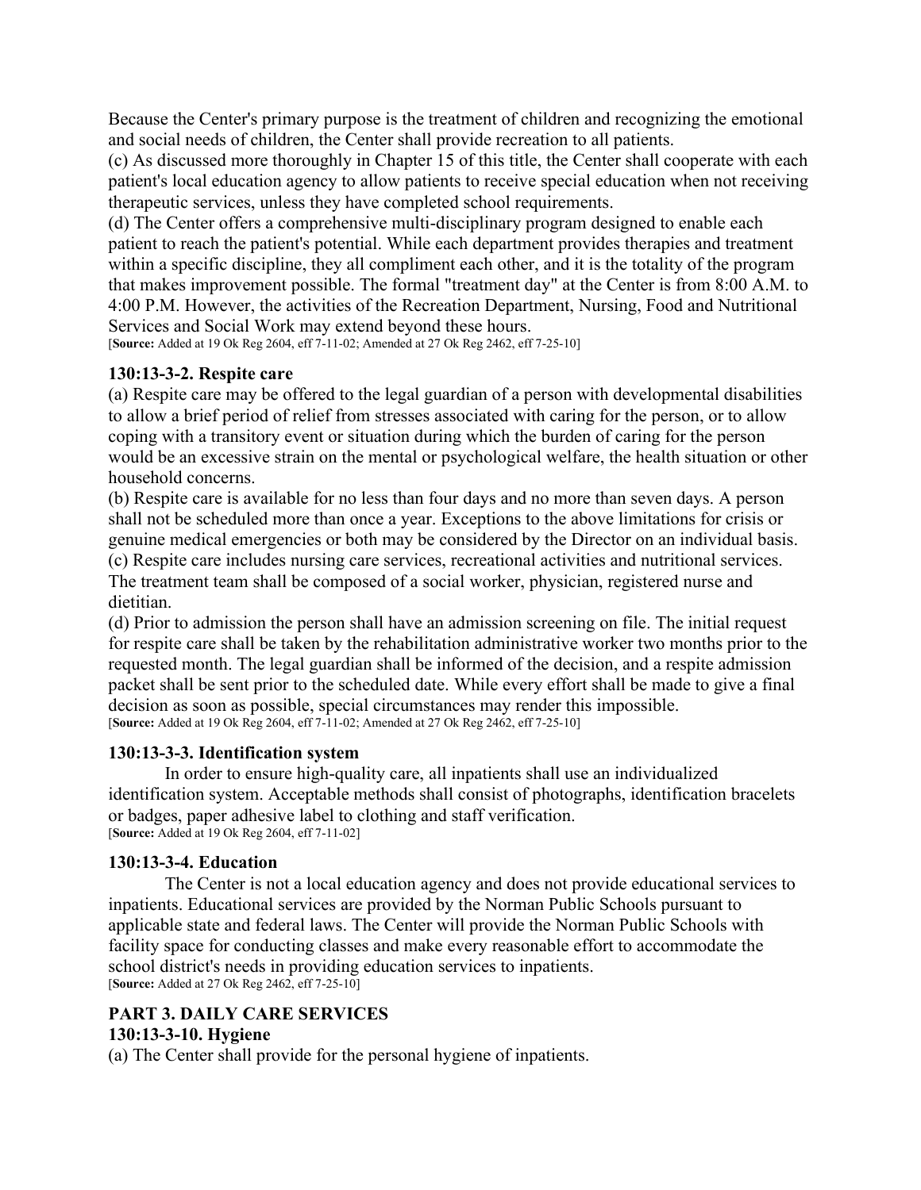Because the Center's primary purpose is the treatment of children and recognizing the emotional and social needs of children, the Center shall provide recreation to all patients.

(c) As discussed more thoroughly in Chapter 15 of this title, the Center shall cooperate with each patient's local education agency to allow patients to receive special education when not receiving therapeutic services, unless they have completed school requirements.

(d) The Center offers a comprehensive multi-disciplinary program designed to enable each patient to reach the patient's potential. While each department provides therapies and treatment within a specific discipline, they all compliment each other, and it is the totality of the program that makes improvement possible. The formal "treatment day" at the Center is from 8:00 A.M. to 4:00 P.M. However, the activities of the Recreation Department, Nursing, Food and Nutritional Services and Social Work may extend beyond these hours.

[**Source:** Added at 19 Ok Reg 2604, eff 7-11-02; Amended at 27 Ok Reg 2462, eff 7-25-10]

### 130:13-3-2. Respite care

(a) Respite care may be offered to the legal guardian of a person with developmental disabilities to allow a brief period of relief from stresses associated with caring for the person, or to allow coping with a transitory event or situation during which the burden of caring for the person would be an excessive strain on the mental or psychological welfare, the health situation or other household concerns.

(b) Respite care is available for no less than four days and no more than seven days. A person shall not be scheduled more than once a year. Exceptions to the above limitations for crisis or genuine medical emergencies or both may be considered by the Director on an individual basis.

(c) Respite care includes nursing care services, recreational activities and nutritional services. The treatment team shall be composed of a social worker, physician, registered nurse and dietitian.

(d) Prior to admission the person shall have an admission screening on file. The initial request for respite care shall be taken by the rehabilitation administrative worker two months prior to the requested month. The legal guardian shall be informed of the decision, and a respite admission packet shall be sent prior to the scheduled date. While every effort shall be made to give a final decision as soon as possible, special circumstances may render this impossible.

[**Source:** Added at 19 Ok Reg 2604, eff 7-11-02; Amended at 27 Ok Reg 2462, eff 7-25-10]

### 130:13-3-3. Identification system

In order to ensure high-quality care, all inpatients shall use an individualized identification system. Acceptable methods shall consist of photographs, identification bracelets or badges, paper adhesive label to clothing and staff verification.

[**Source:** Added at 19 Ok Reg 2604, eff 7-11-02]

### 130:13-3-4. Education

The Center is not a local education agency and does not provide educational services to inpatients. Educational services are provided by the Norman Public Schools pursuant to applicable state and federal laws. The Center will provide the Norman Public Schools with facility space for conducting classes and make every reasonable effort to accommodate the school district's needs in providing education services to inpatients.

[**Source:** Added at 27 Ok Reg 2462, eff 7-25-10]

## PART 3. DAILY CARE SERVICES

### 130:13-3-10. Hygiene

(a) The Center shall provide for the personal hygiene of inpatients.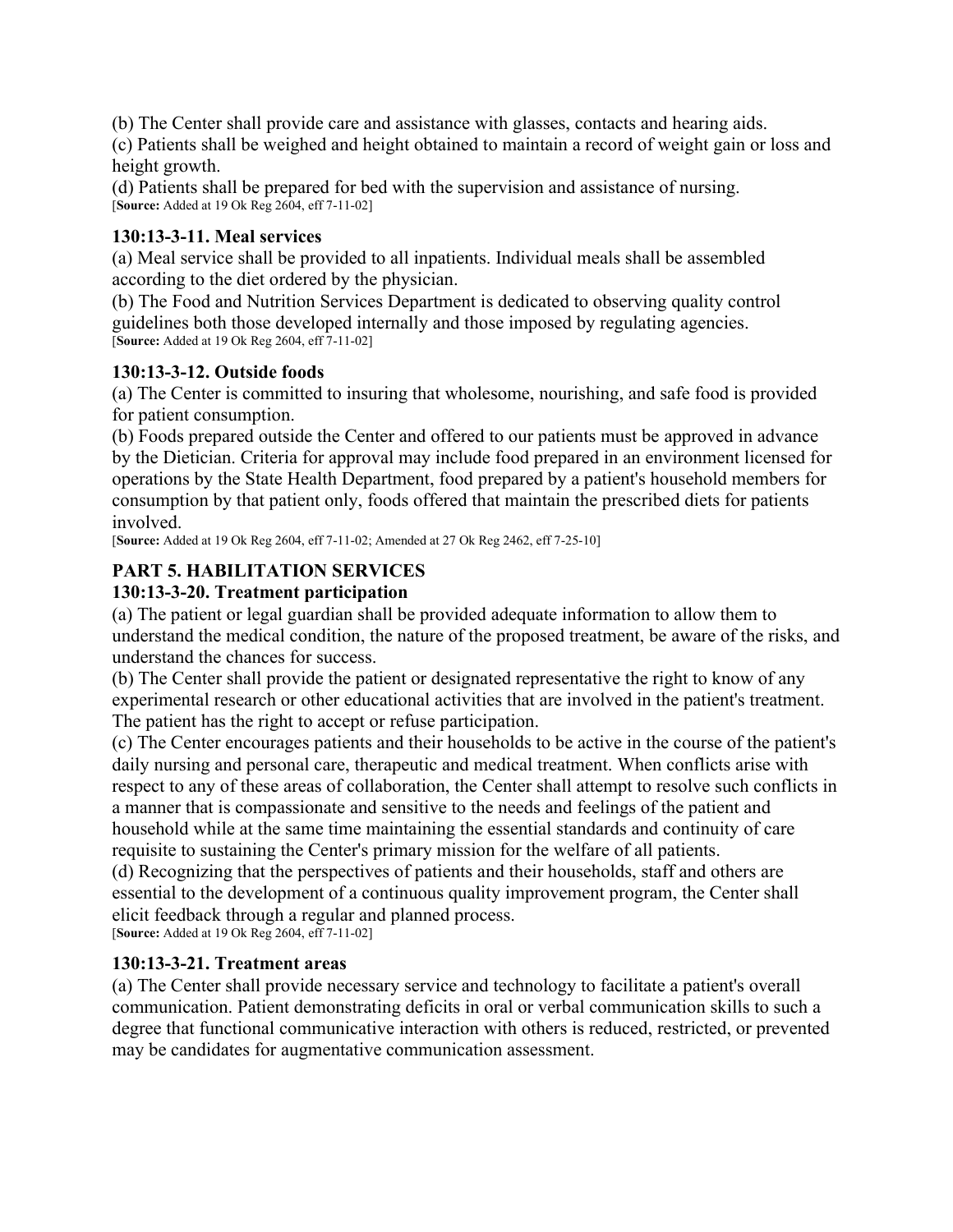(b) The Center shall provide care and assistance with glasses, contacts and hearing aids.
(c) Patients shall be weighed and height obtained to maintain a record of weight gain or loss and height growth.
(d) Patients shall be prepared for bed with the supervision and assistance of nursing.
[**Source:** Added at 19 Ok Reg 2604, eff 7-11-02]

### 130:13-3-11. Meal services

(a) Meal service shall be provided to all inpatients. Individual meals shall be assembled according to the diet ordered by the physician.
(b) The Food and Nutrition Services Department is dedicated to observing quality control guidelines both those developed internally and those imposed by regulating agencies.
[**Source:** Added at 19 Ok Reg 2604, eff 7-11-02]

### 130:13-3-12. Outside foods

(a) The Center is committed to insuring that wholesome, nourishing, and safe food is provided for patient consumption.
(b) Foods prepared outside the Center and offered to our patients must be approved in advance by the Dietician. Criteria for approval may include food prepared in an environment licensed for operations by the State Health Department, food prepared by a patient's household members for consumption by that patient only, foods offered that maintain the prescribed diets for patients involved.
[**Source:** Added at 19 Ok Reg 2604, eff 7-11-02; Amended at 27 Ok Reg 2462, eff 7-25-10]

## PART 5. HABILITATION SERVICES

### 130:13-3-20. Treatment participation

(a) The patient or legal guardian shall be provided adequate information to allow them to understand the medical condition, the nature of the proposed treatment, be aware of the risks, and understand the chances for success.
(b) The Center shall provide the patient or designated representative the right to know of any experimental research or other educational activities that are involved in the patient's treatment. The patient has the right to accept or refuse participation.
(c) The Center encourages patients and their households to be active in the course of the patient's daily nursing and personal care, therapeutic and medical treatment. When conflicts arise with respect to any of these areas of collaboration, the Center shall attempt to resolve such conflicts in a manner that is compassionate and sensitive to the needs and feelings of the patient and household while at the same time maintaining the essential standards and continuity of care requisite to sustaining the Center's primary mission for the welfare of all patients.
(d) Recognizing that the perspectives of patients and their households, staff and others are essential to the development of a continuous quality improvement program, the Center shall elicit feedback through a regular and planned process.
[**Source:** Added at 19 Ok Reg 2604, eff 7-11-02]

### 130:13-3-21. Treatment areas

(a) The Center shall provide necessary service and technology to facilitate a patient's overall communication. Patient demonstrating deficits in oral or verbal communication skills to such a degree that functional communicative interaction with others is reduced, restricted, or prevented may be candidates for augmentative communication assessment.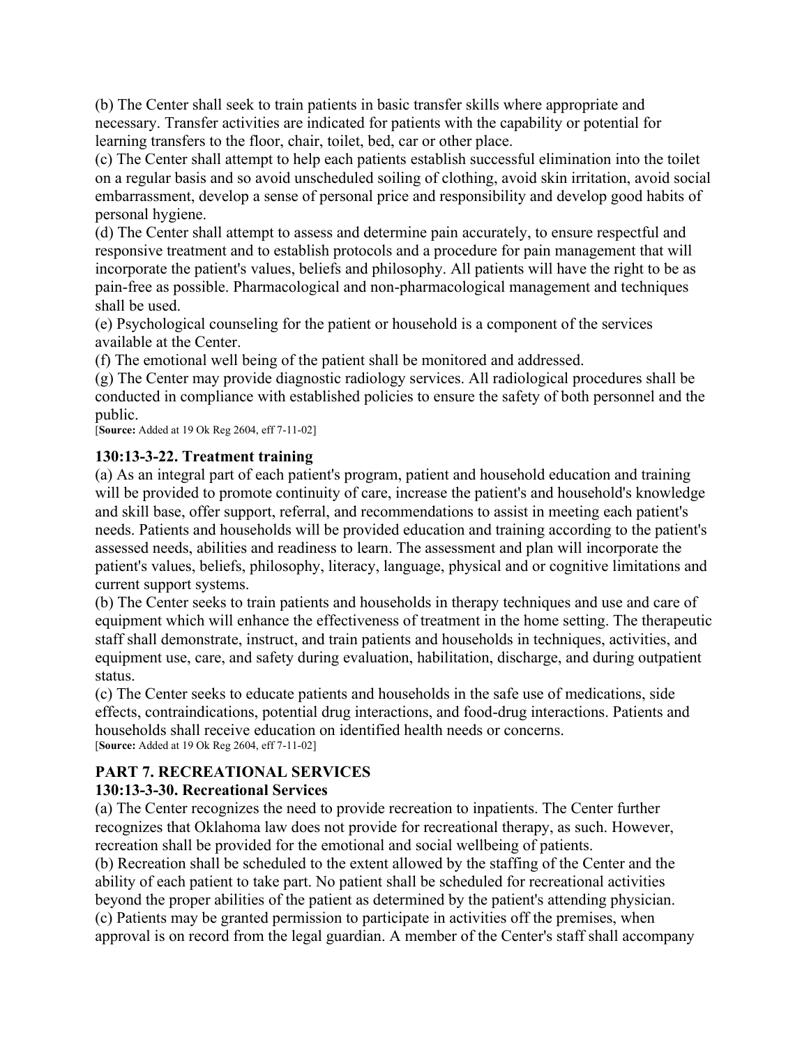(b) The Center shall seek to train patients in basic transfer skills where appropriate and necessary. Transfer activities are indicated for patients with the capability or potential for learning transfers to the floor, chair, toilet, bed, car or other place.

(c) The Center shall attempt to help each patients establish successful elimination into the toilet on a regular basis and so avoid unscheduled soiling of clothing, avoid skin irritation, avoid social embarrassment, develop a sense of personal price and responsibility and develop good habits of personal hygiene.

(d) The Center shall attempt to assess and determine pain accurately, to ensure respectful and responsive treatment and to establish protocols and a procedure for pain management that will incorporate the patient's values, beliefs and philosophy. All patients will have the right to be as pain-free as possible. Pharmacological and non-pharmacological management and techniques shall be used.

(e) Psychological counseling for the patient or household is a component of the services available at the Center.

(f) The emotional well being of the patient shall be monitored and addressed.

(g) The Center may provide diagnostic radiology services. All radiological procedures shall be conducted in compliance with established policies to ensure the safety of both personnel and the public.

[**Source:** Added at 19 Ok Reg 2604, eff 7-11-02]

### 130:13-3-22. Treatment training

(a) As an integral part of each patient's program, patient and household education and training will be provided to promote continuity of care, increase the patient's and household's knowledge and skill base, offer support, referral, and recommendations to assist in meeting each patient's needs. Patients and households will be provided education and training according to the patient's assessed needs, abilities and readiness to learn. The assessment and plan will incorporate the patient's values, beliefs, philosophy, literacy, language, physical and or cognitive limitations and current support systems.

(b) The Center seeks to train patients and households in therapy techniques and use and care of equipment which will enhance the effectiveness of treatment in the home setting. The therapeutic staff shall demonstrate, instruct, and train patients and households in techniques, activities, and equipment use, care, and safety during evaluation, habilitation, discharge, and during outpatient status.

(c) The Center seeks to educate patients and households in the safe use of medications, side effects, contraindications, potential drug interactions, and food-drug interactions. Patients and households shall receive education on identified health needs or concerns.

[**Source:** Added at 19 Ok Reg 2604, eff 7-11-02]

## PART 7. RECREATIONAL SERVICES

### 130:13-3-30. Recreational Services

(a) The Center recognizes the need to provide recreation to inpatients. The Center further recognizes that Oklahoma law does not provide for recreational therapy, as such. However, recreation shall be provided for the emotional and social wellbeing of patients.

(b) Recreation shall be scheduled to the extent allowed by the staffing of the Center and the ability of each patient to take part. No patient shall be scheduled for recreational activities beyond the proper abilities of the patient as determined by the patient's attending physician.

(c) Patients may be granted permission to participate in activities off the premises, when approval is on record from the legal guardian. A member of the Center's staff shall accompany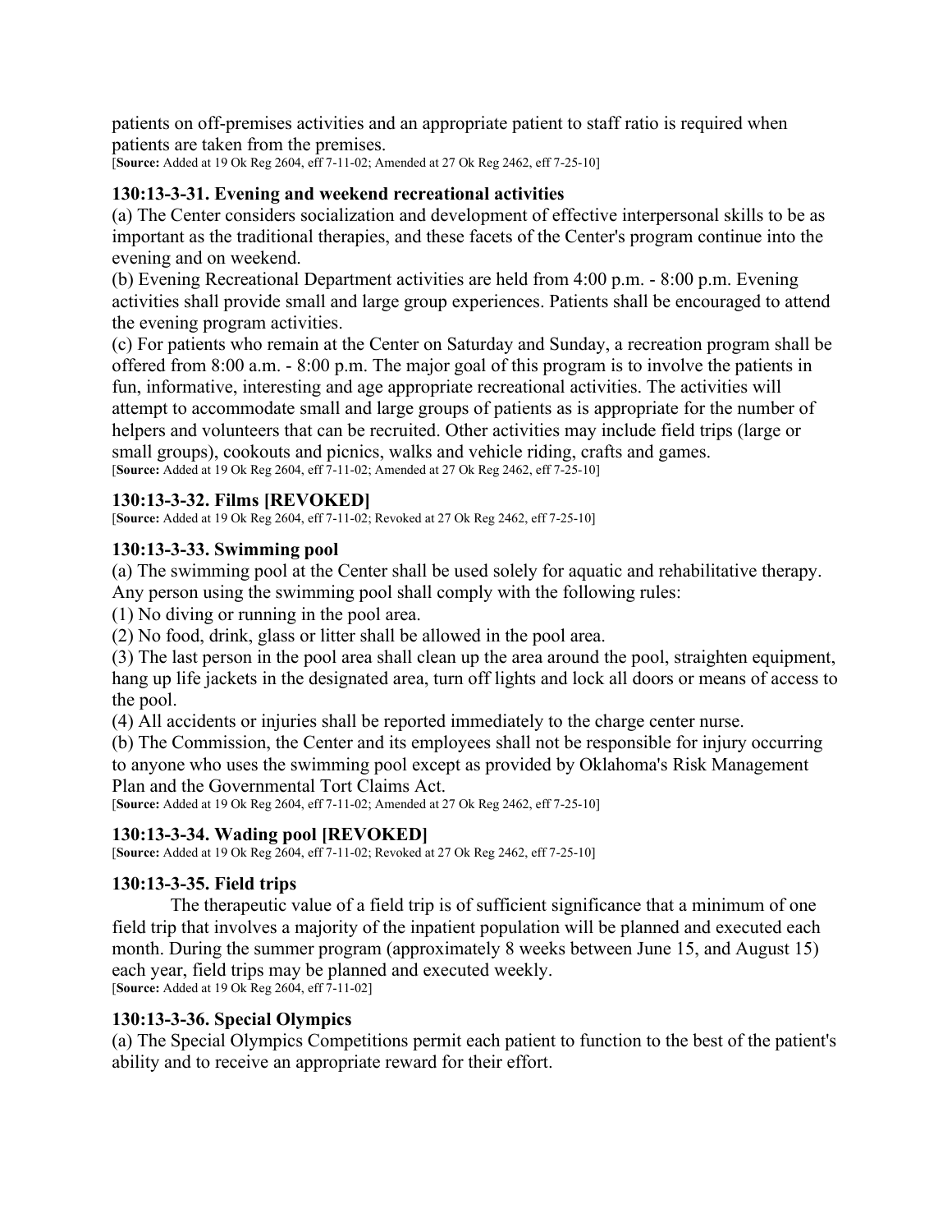patients on off-premises activities and an appropriate patient to staff ratio is required when patients are taken from the premises.
[**Source:** Added at 19 Ok Reg 2604, eff 7-11-02; Amended at 27 Ok Reg 2462, eff 7-25-10]

### 130:13-3-31. Evening and weekend recreational activities

(a) The Center considers socialization and development of effective interpersonal skills to be as important as the traditional therapies, and these facets of the Center's program continue into the evening and on weekend.
(b) Evening Recreational Department activities are held from 4:00 p.m. - 8:00 p.m. Evening activities shall provide small and large group experiences. Patients shall be encouraged to attend the evening program activities.
(c) For patients who remain at the Center on Saturday and Sunday, a recreation program shall be offered from 8:00 a.m. - 8:00 p.m. The major goal of this program is to involve the patients in fun, informative, interesting and age appropriate recreational activities. The activities will attempt to accommodate small and large groups of patients as is appropriate for the number of helpers and volunteers that can be recruited. Other activities may include field trips (large or small groups), cookouts and picnics, walks and vehicle riding, crafts and games.
[**Source:** Added at 19 Ok Reg 2604, eff 7-11-02; Amended at 27 Ok Reg 2462, eff 7-25-10]

### 130:13-3-32. Films [REVOKED]

[**Source:** Added at 19 Ok Reg 2604, eff 7-11-02; Revoked at 27 Ok Reg 2462, eff 7-25-10]

### 130:13-3-33. Swimming pool

(a) The swimming pool at the Center shall be used solely for aquatic and rehabilitative therapy. Any person using the swimming pool shall comply with the following rules:
(1) No diving or running in the pool area.
(2) No food, drink, glass or litter shall be allowed in the pool area.
(3) The last person in the pool area shall clean up the area around the pool, straighten equipment, hang up life jackets in the designated area, turn off lights and lock all doors or means of access to the pool.
(4) All accidents or injuries shall be reported immediately to the charge center nurse.
(b) The Commission, the Center and its employees shall not be responsible for injury occurring to anyone who uses the swimming pool except as provided by Oklahoma's Risk Management Plan and the Governmental Tort Claims Act.
[**Source:** Added at 19 Ok Reg 2604, eff 7-11-02; Amended at 27 Ok Reg 2462, eff 7-25-10]

### 130:13-3-34. Wading pool [REVOKED]

[**Source:** Added at 19 Ok Reg 2604, eff 7-11-02; Revoked at 27 Ok Reg 2462, eff 7-25-10]

### 130:13-3-35. Field trips

The therapeutic value of a field trip is of sufficient significance that a minimum of one field trip that involves a majority of the inpatient population will be planned and executed each month. During the summer program (approximately 8 weeks between June 15, and August 15) each year, field trips may be planned and executed weekly.
[**Source:** Added at 19 Ok Reg 2604, eff 7-11-02]

### 130:13-3-36. Special Olympics

(a) The Special Olympics Competitions permit each patient to function to the best of the patient's ability and to receive an appropriate reward for their effort.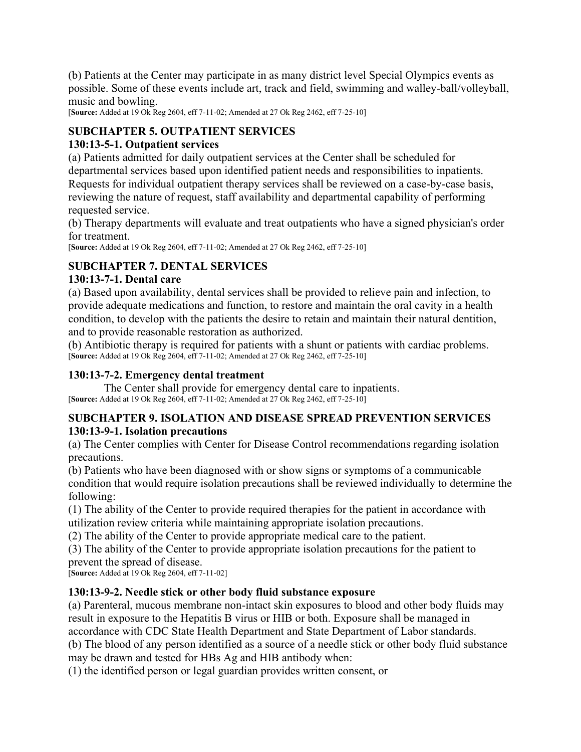(b) Patients at the Center may participate in as many district level Special Olympics events as possible. Some of these events include art, track and field, swimming and walley-ball/volleyball, music and bowling.

[**Source:** Added at 19 Ok Reg 2604, eff 7-11-02; Amended at 27 Ok Reg 2462, eff 7-25-10]

## SUBCHAPTER 5. OUTPATIENT SERVICES

### 130:13-5-1. Outpatient services

(a) Patients admitted for daily outpatient services at the Center shall be scheduled for departmental services based upon identified patient needs and responsibilities to inpatients. Requests for individual outpatient therapy services shall be reviewed on a case-by-case basis, reviewing the nature of request, staff availability and departmental capability of performing requested service.

(b) Therapy departments will evaluate and treat outpatients who have a signed physician's order for treatment.

[**Source:** Added at 19 Ok Reg 2604, eff 7-11-02; Amended at 27 Ok Reg 2462, eff 7-25-10]

## SUBCHAPTER 7. DENTAL SERVICES

### 130:13-7-1. Dental care

(a) Based upon availability, dental services shall be provided to relieve pain and infection, to provide adequate medications and function, to restore and maintain the oral cavity in a health condition, to develop with the patients the desire to retain and maintain their natural dentition, and to provide reasonable restoration as authorized.

(b) Antibiotic therapy is required for patients with a shunt or patients with cardiac problems.

[**Source:** Added at 19 Ok Reg 2604, eff 7-11-02; Amended at 27 Ok Reg 2462, eff 7-25-10]

### 130:13-7-2. Emergency dental treatment

The Center shall provide for emergency dental care to inpatients.

[**Source:** Added at 19 Ok Reg 2604, eff 7-11-02; Amended at 27 Ok Reg 2462, eff 7-25-10]

## SUBCHAPTER 9. ISOLATION AND DISEASE SPREAD PREVENTION SERVICES

### 130:13-9-1. Isolation precautions

(a) The Center complies with Center for Disease Control recommendations regarding isolation precautions.

(b) Patients who have been diagnosed with or show signs or symptoms of a communicable condition that would require isolation precautions shall be reviewed individually to determine the following:

(1) The ability of the Center to provide required therapies for the patient in accordance with utilization review criteria while maintaining appropriate isolation precautions.

(2) The ability of the Center to provide appropriate medical care to the patient.

(3) The ability of the Center to provide appropriate isolation precautions for the patient to prevent the spread of disease.

[**Source:** Added at 19 Ok Reg 2604, eff 7-11-02]

### 130:13-9-2. Needle stick or other body fluid substance exposure

(a) Parenteral, mucous membrane non-intact skin exposures to blood and other body fluids may result in exposure to the Hepatitis B virus or HIB or both. Exposure shall be managed in accordance with CDC State Health Department and State Department of Labor standards.

(b) The blood of any person identified as a source of a needle stick or other body fluid substance may be drawn and tested for HBs Ag and HIB antibody when:

(1) the identified person or legal guardian provides written consent, or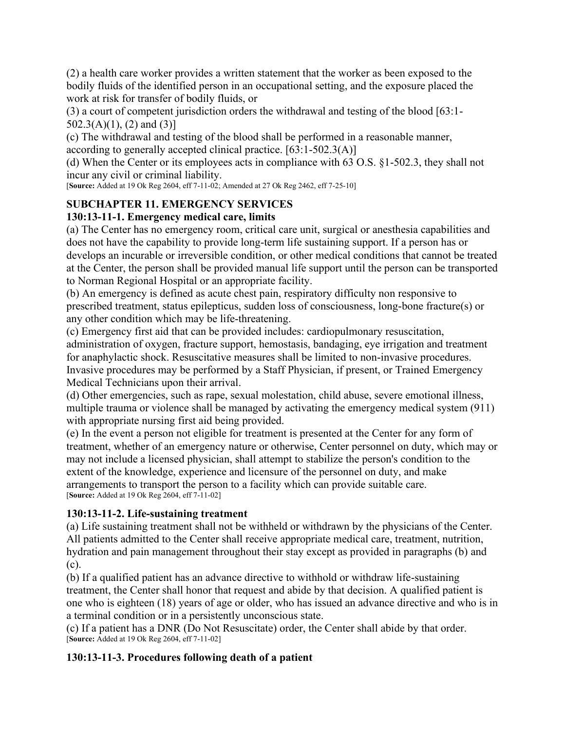(2) a health care worker provides a written statement that the worker as been exposed to the bodily fluids of the identified person in an occupational setting, and the exposure placed the work at risk for transfer of bodily fluids, or

(3) a court of competent jurisdiction orders the withdrawal and testing of the blood [63:1-502.3(A)(1), (2) and (3)]

(c) The withdrawal and testing of the blood shall be performed in a reasonable manner, according to generally accepted clinical practice. [63:1-502.3(A)]

(d) When the Center or its employees acts in compliance with 63 O.S. §1-502.3, they shall not incur any civil or criminal liability.

[**Source:** Added at 19 Ok Reg 2604, eff 7-11-02; Amended at 27 Ok Reg 2462, eff 7-25-10]

## SUBCHAPTER 11. EMERGENCY SERVICES

### 130:13-11-1. Emergency medical care, limits

(a) The Center has no emergency room, critical care unit, surgical or anesthesia capabilities and does not have the capability to provide long-term life sustaining support. If a person has or develops an incurable or irreversible condition, or other medical conditions that cannot be treated at the Center, the person shall be provided manual life support until the person can be transported to Norman Regional Hospital or an appropriate facility.

(b) An emergency is defined as acute chest pain, respiratory difficulty non responsive to prescribed treatment, status epilepticus, sudden loss of consciousness, long-bone fracture(s) or any other condition which may be life-threatening.

(c) Emergency first aid that can be provided includes: cardiopulmonary resuscitation, administration of oxygen, fracture support, hemostasis, bandaging, eye irrigation and treatment for anaphylactic shock. Resuscitative measures shall be limited to non-invasive procedures. Invasive procedures may be performed by a Staff Physician, if present, or Trained Emergency Medical Technicians upon their arrival.

(d) Other emergencies, such as rape, sexual molestation, child abuse, severe emotional illness, multiple trauma or violence shall be managed by activating the emergency medical system (911) with appropriate nursing first aid being provided.

(e) In the event a person not eligible for treatment is presented at the Center for any form of treatment, whether of an emergency nature or otherwise, Center personnel on duty, which may or may not include a licensed physician, shall attempt to stabilize the person's condition to the extent of the knowledge, experience and licensure of the personnel on duty, and make arrangements to transport the person to a facility which can provide suitable care.

[**Source:** Added at 19 Ok Reg 2604, eff 7-11-02]

### 130:13-11-2. Life-sustaining treatment

(a) Life sustaining treatment shall not be withheld or withdrawn by the physicians of the Center. All patients admitted to the Center shall receive appropriate medical care, treatment, nutrition, hydration and pain management throughout their stay except as provided in paragraphs (b) and (c).

(b) If a qualified patient has an advance directive to withhold or withdraw life-sustaining treatment, the Center shall honor that request and abide by that decision. A qualified patient is one who is eighteen (18) years of age or older, who has issued an advance directive and who is in a terminal condition or in a persistently unconscious state.

(c) If a patient has a DNR (Do Not Resuscitate) order, the Center shall abide by that order.

[**Source:** Added at 19 Ok Reg 2604, eff 7-11-02]

### 130:13-11-3. Procedures following death of a patient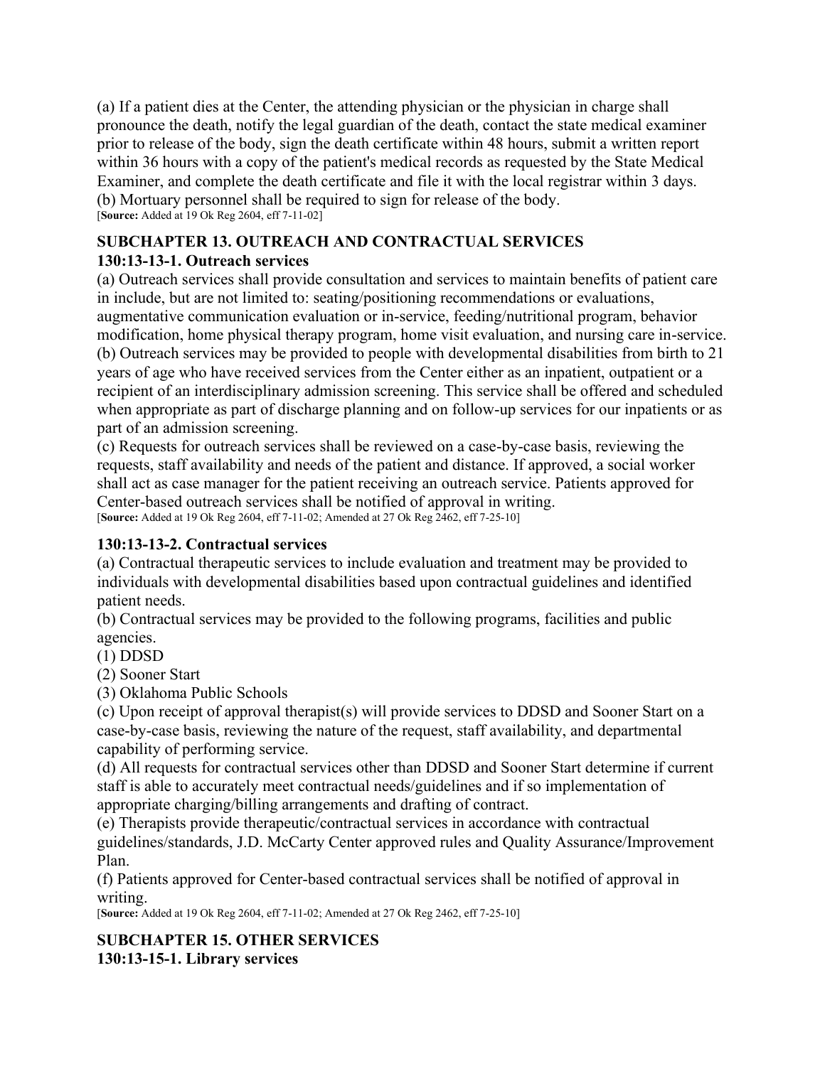(a) If a patient dies at the Center, the attending physician or the physician in charge shall pronounce the death, notify the legal guardian of the death, contact the state medical examiner prior to release of the body, sign the death certificate within 48 hours, submit a written report within 36 hours with a copy of the patient's medical records as requested by the State Medical Examiner, and complete the death certificate and file it with the local registrar within 3 days.
(b) Mortuary personnel shall be required to sign for release of the body.
[**Source:** Added at 19 Ok Reg 2604, eff 7-11-02]

## SUBCHAPTER 13. OUTREACH AND CONTRACTUAL SERVICES

### 130:13-13-1. Outreach services

(a) Outreach services shall provide consultation and services to maintain benefits of patient care in include, but are not limited to: seating/positioning recommendations or evaluations, augmentative communication evaluation or in-service, feeding/nutritional program, behavior modification, home physical therapy program, home visit evaluation, and nursing care in-service.
(b) Outreach services may be provided to people with developmental disabilities from birth to 21 years of age who have received services from the Center either as an inpatient, outpatient or a recipient of an interdisciplinary admission screening. This service shall be offered and scheduled when appropriate as part of discharge planning and on follow-up services for our inpatients or as part of an admission screening.
(c) Requests for outreach services shall be reviewed on a case-by-case basis, reviewing the requests, staff availability and needs of the patient and distance. If approved, a social worker shall act as case manager for the patient receiving an outreach service. Patients approved for Center-based outreach services shall be notified of approval in writing.
[**Source:** Added at 19 Ok Reg 2604, eff 7-11-02; Amended at 27 Ok Reg 2462, eff 7-25-10]

### 130:13-13-2. Contractual services

(a) Contractual therapeutic services to include evaluation and treatment may be provided to individuals with developmental disabilities based upon contractual guidelines and identified patient needs.
(b) Contractual services may be provided to the following programs, facilities and public agencies.
(1) DDSD
(2) Sooner Start
(3) Oklahoma Public Schools
(c) Upon receipt of approval therapist(s) will provide services to DDSD and Sooner Start on a case-by-case basis, reviewing the nature of the request, staff availability, and departmental capability of performing service.
(d) All requests for contractual services other than DDSD and Sooner Start determine if current staff is able to accurately meet contractual needs/guidelines and if so implementation of appropriate charging/billing arrangements and drafting of contract.
(e) Therapists provide therapeutic/contractual services in accordance with contractual guidelines/standards, J.D. McCarty Center approved rules and Quality Assurance/Improvement Plan.
(f) Patients approved for Center-based contractual services shall be notified of approval in writing.
[**Source:** Added at 19 Ok Reg 2604, eff 7-11-02; Amended at 27 Ok Reg 2462, eff 7-25-10]

## SUBCHAPTER 15. OTHER SERVICES

### 130:13-15-1. Library services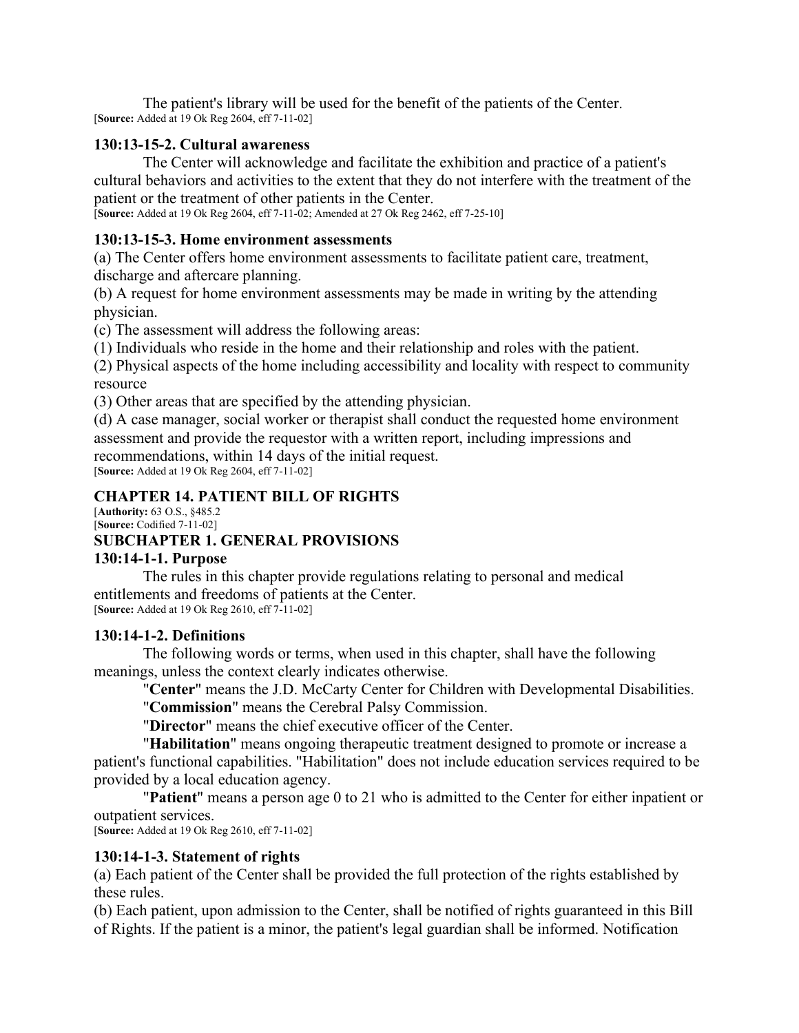The patient's library will be used for the benefit of the patients of the Center.
[**Source:** Added at 19 Ok Reg 2604, eff 7-11-02]

### 130:13-15-2. Cultural awareness

The Center will acknowledge and facilitate the exhibition and practice of a patient's cultural behaviors and activities to the extent that they do not interfere with the treatment of the patient or the treatment of other patients in the Center.
[**Source:** Added at 19 Ok Reg 2604, eff 7-11-02; Amended at 27 Ok Reg 2462, eff 7-25-10]

### 130:13-15-3. Home environment assessments

(a) The Center offers home environment assessments to facilitate patient care, treatment, discharge and aftercare planning.
(b) A request for home environment assessments may be made in writing by the attending physician.
(c) The assessment will address the following areas:
(1) Individuals who reside in the home and their relationship and roles with the patient.
(2) Physical aspects of the home including accessibility and locality with respect to community resource
(3) Other areas that are specified by the attending physician.
(d) A case manager, social worker or therapist shall conduct the requested home environment assessment and provide the requestor with a written report, including impressions and recommendations, within 14 days of the initial request.
[**Source:** Added at 19 Ok Reg 2604, eff 7-11-02]

## CHAPTER 14. PATIENT BILL OF RIGHTS

[**Authority:** 63 O.S., §485.2
[**Source:** Codified 7-11-02]

## SUBCHAPTER 1. GENERAL PROVISIONS

### 130:14-1-1. Purpose

The rules in this chapter provide regulations relating to personal and medical entitlements and freedoms of patients at the Center.
[**Source:** Added at 19 Ok Reg 2610, eff 7-11-02]

### 130:14-1-2. Definitions

The following words or terms, when used in this chapter, shall have the following meanings, unless the context clearly indicates otherwise.

"**Center**" means the J.D. McCarty Center for Children with Developmental Disabilities.

"**Commission**" means the Cerebral Palsy Commission.

"**Director**" means the chief executive officer of the Center.

"**Habilitation**" means ongoing therapeutic treatment designed to promote or increase a patient's functional capabilities. "Habilitation" does not include education services required to be provided by a local education agency.

"**Patient**" means a person age 0 to 21 who is admitted to the Center for either inpatient or outpatient services.
[**Source:** Added at 19 Ok Reg 2610, eff 7-11-02]

### 130:14-1-3. Statement of rights

(a) Each patient of the Center shall be provided the full protection of the rights established by these rules.
(b) Each patient, upon admission to the Center, shall be notified of rights guaranteed in this Bill of Rights. If the patient is a minor, the patient's legal guardian shall be informed. Notification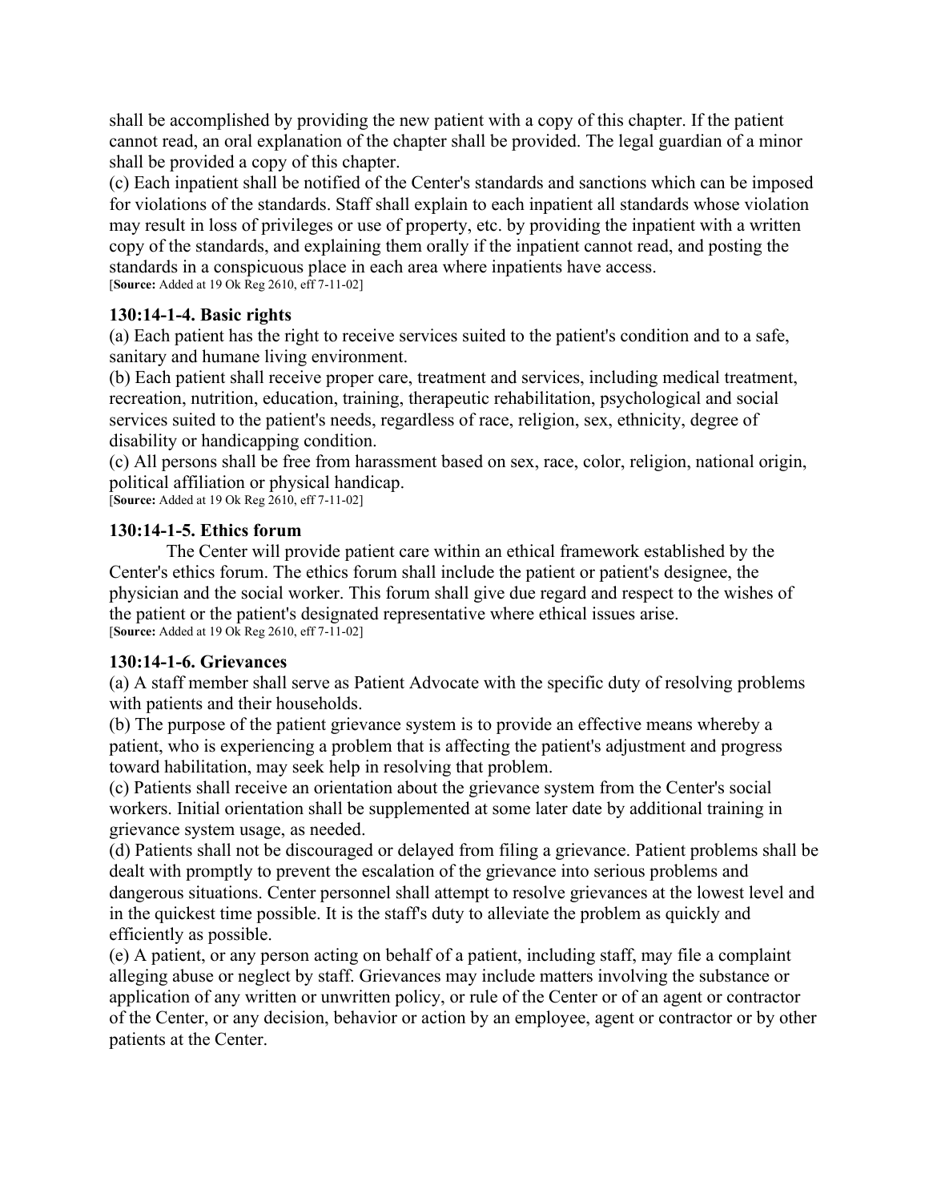shall be accomplished by providing the new patient with a copy of this chapter. If the patient cannot read, an oral explanation of the chapter shall be provided. The legal guardian of a minor shall be provided a copy of this chapter.

(c) Each inpatient shall be notified of the Center's standards and sanctions which can be imposed for violations of the standards. Staff shall explain to each inpatient all standards whose violation may result in loss of privileges or use of property, etc. by providing the inpatient with a written copy of the standards, and explaining them orally if the inpatient cannot read, and posting the standards in a conspicuous place in each area where inpatients have access.

[**Source:** Added at 19 Ok Reg 2610, eff 7-11-02]

### 130:14-1-4. Basic rights

(a) Each patient has the right to receive services suited to the patient's condition and to a safe, sanitary and humane living environment.

(b) Each patient shall receive proper care, treatment and services, including medical treatment, recreation, nutrition, education, training, therapeutic rehabilitation, psychological and social services suited to the patient's needs, regardless of race, religion, sex, ethnicity, degree of disability or handicapping condition.

(c) All persons shall be free from harassment based on sex, race, color, religion, national origin, political affiliation or physical handicap.

[**Source:** Added at 19 Ok Reg 2610, eff 7-11-02]

### 130:14-1-5. Ethics forum

The Center will provide patient care within an ethical framework established by the Center's ethics forum. The ethics forum shall include the patient or patient's designee, the physician and the social worker. This forum shall give due regard and respect to the wishes of the patient or the patient's designated representative where ethical issues arise.

[**Source:** Added at 19 Ok Reg 2610, eff 7-11-02]

### 130:14-1-6. Grievances

(a) A staff member shall serve as Patient Advocate with the specific duty of resolving problems with patients and their households.

(b) The purpose of the patient grievance system is to provide an effective means whereby a patient, who is experiencing a problem that is affecting the patient's adjustment and progress toward habilitation, may seek help in resolving that problem.

(c) Patients shall receive an orientation about the grievance system from the Center's social workers. Initial orientation shall be supplemented at some later date by additional training in grievance system usage, as needed.

(d) Patients shall not be discouraged or delayed from filing a grievance. Patient problems shall be dealt with promptly to prevent the escalation of the grievance into serious problems and dangerous situations. Center personnel shall attempt to resolve grievances at the lowest level and in the quickest time possible. It is the staff's duty to alleviate the problem as quickly and efficiently as possible.

(e) A patient, or any person acting on behalf of a patient, including staff, may file a complaint alleging abuse or neglect by staff. Grievances may include matters involving the substance or application of any written or unwritten policy, or rule of the Center or of an agent or contractor of the Center, or any decision, behavior or action by an employee, agent or contractor or by other patients at the Center.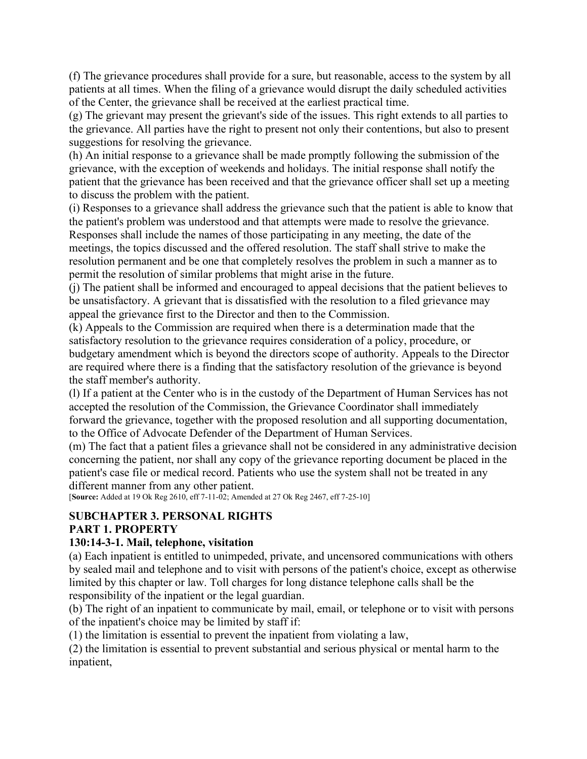(f) The grievance procedures shall provide for a sure, but reasonable, access to the system by all patients at all times. When the filing of a grievance would disrupt the daily scheduled activities of the Center, the grievance shall be received at the earliest practical time.

(g) The grievant may present the grievant's side of the issues. This right extends to all parties to the grievance. All parties have the right to present not only their contentions, but also to present suggestions for resolving the grievance.

(h) An initial response to a grievance shall be made promptly following the submission of the grievance, with the exception of weekends and holidays. The initial response shall notify the patient that the grievance has been received and that the grievance officer shall set up a meeting to discuss the problem with the patient.

(i) Responses to a grievance shall address the grievance such that the patient is able to know that the patient's problem was understood and that attempts were made to resolve the grievance. Responses shall include the names of those participating in any meeting, the date of the meetings, the topics discussed and the offered resolution. The staff shall strive to make the resolution permanent and be one that completely resolves the problem in such a manner as to permit the resolution of similar problems that might arise in the future.

(j) The patient shall be informed and encouraged to appeal decisions that the patient believes to be unsatisfactory. A grievant that is dissatisfied with the resolution to a filed grievance may appeal the grievance first to the Director and then to the Commission.

(k) Appeals to the Commission are required when there is a determination made that the satisfactory resolution to the grievance requires consideration of a policy, procedure, or budgetary amendment which is beyond the directors scope of authority. Appeals to the Director are required where there is a finding that the satisfactory resolution of the grievance is beyond the staff member's authority.

(l) If a patient at the Center who is in the custody of the Department of Human Services has not accepted the resolution of the Commission, the Grievance Coordinator shall immediately forward the grievance, together with the proposed resolution and all supporting documentation, to the Office of Advocate Defender of the Department of Human Services.

(m) The fact that a patient files a grievance shall not be considered in any administrative decision concerning the patient, nor shall any copy of the grievance reporting document be placed in the patient's case file or medical record. Patients who use the system shall not be treated in any different manner from any other patient.

[**Source:** Added at 19 Ok Reg 2610, eff 7-11-02; Amended at 27 Ok Reg 2467, eff 7-25-10]

## SUBCHAPTER 3. PERSONAL RIGHTS

### PART 1. PROPERTY

#### 130:14-3-1. Mail, telephone, visitation

(a) Each inpatient is entitled to unimpeded, private, and uncensored communications with others by sealed mail and telephone and to visit with persons of the patient's choice, except as otherwise limited by this chapter or law. Toll charges for long distance telephone calls shall be the responsibility of the inpatient or the legal guardian.

(b) The right of an inpatient to communicate by mail, email, or telephone or to visit with persons of the inpatient's choice may be limited by staff if:

(1) the limitation is essential to prevent the inpatient from violating a law,

(2) the limitation is essential to prevent substantial and serious physical or mental harm to the inpatient,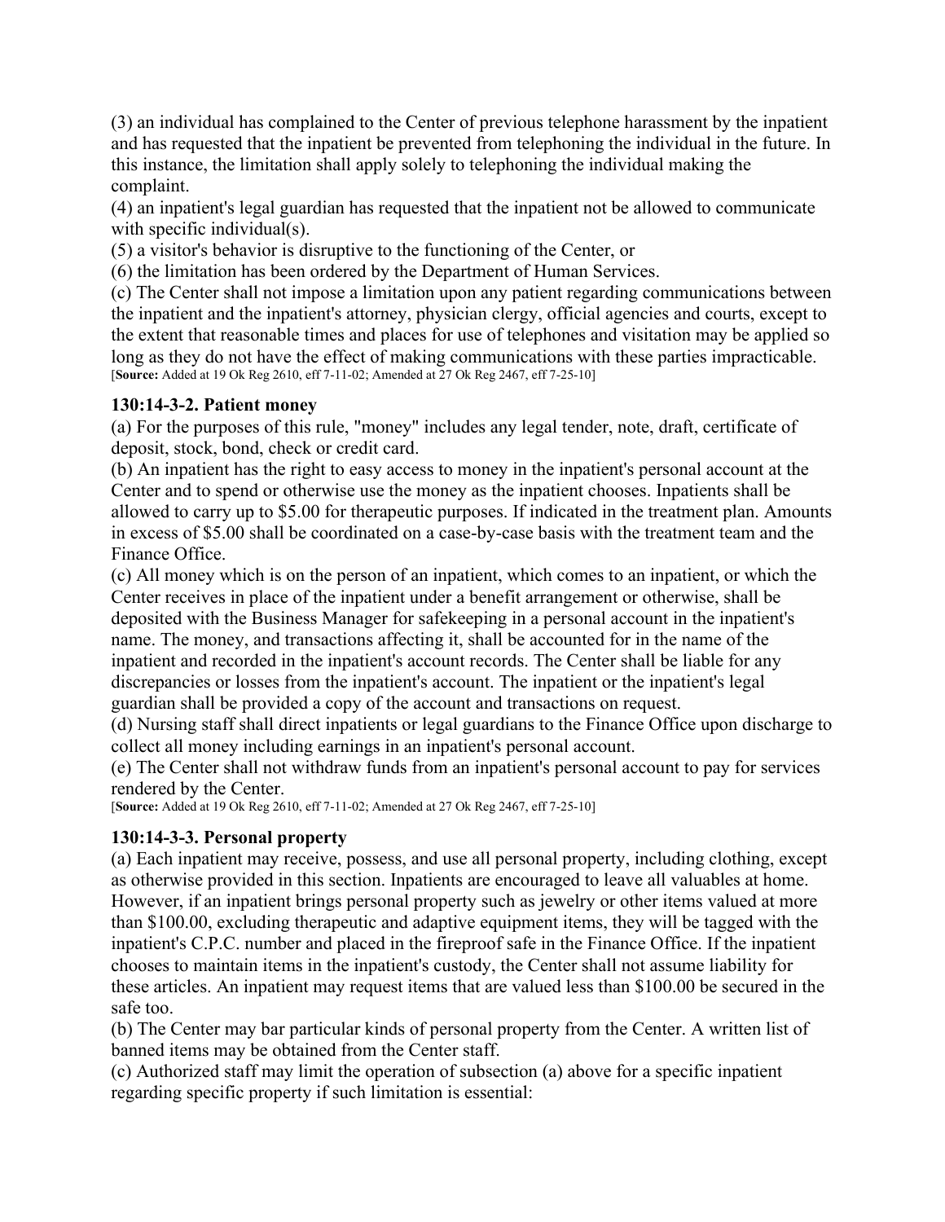(3) an individual has complained to the Center of previous telephone harassment by the inpatient and has requested that the inpatient be prevented from telephoning the individual in the future. In this instance, the limitation shall apply solely to telephoning the individual making the complaint.

(4) an inpatient's legal guardian has requested that the inpatient not be allowed to communicate with specific individual(s).

(5) a visitor's behavior is disruptive to the functioning of the Center, or

(6) the limitation has been ordered by the Department of Human Services.

(c) The Center shall not impose a limitation upon any patient regarding communications between the inpatient and the inpatient's attorney, physician clergy, official agencies and courts, except to the extent that reasonable times and places for use of telephones and visitation may be applied so long as they do not have the effect of making communications with these parties impracticable.

[**Source:** Added at 19 Ok Reg 2610, eff 7-11-02; Amended at 27 Ok Reg 2467, eff 7-25-10]

### 130:14-3-2. Patient money

(a) For the purposes of this rule, "money" includes any legal tender, note, draft, certificate of deposit, stock, bond, check or credit card.

(b) An inpatient has the right to easy access to money in the inpatient's personal account at the Center and to spend or otherwise use the money as the inpatient chooses. Inpatients shall be allowed to carry up to $5.00 for therapeutic purposes. If indicated in the treatment plan. Amounts in excess of $5.00 shall be coordinated on a case-by-case basis with the treatment team and the Finance Office.

(c) All money which is on the person of an inpatient, which comes to an inpatient, or which the Center receives in place of the inpatient under a benefit arrangement or otherwise, shall be deposited with the Business Manager for safekeeping in a personal account in the inpatient's name. The money, and transactions affecting it, shall be accounted for in the name of the inpatient and recorded in the inpatient's account records. The Center shall be liable for any discrepancies or losses from the inpatient's account. The inpatient or the inpatient's legal guardian shall be provided a copy of the account and transactions on request.

(d) Nursing staff shall direct inpatients or legal guardians to the Finance Office upon discharge to collect all money including earnings in an inpatient's personal account.

(e) The Center shall not withdraw funds from an inpatient's personal account to pay for services rendered by the Center.

[**Source:** Added at 19 Ok Reg 2610, eff 7-11-02; Amended at 27 Ok Reg 2467, eff 7-25-10]

### 130:14-3-3. Personal property

(a) Each inpatient may receive, possess, and use all personal property, including clothing, except as otherwise provided in this section. Inpatients are encouraged to leave all valuables at home. However, if an inpatient brings personal property such as jewelry or other items valued at more than $100.00, excluding therapeutic and adaptive equipment items, they will be tagged with the inpatient's C.P.C. number and placed in the fireproof safe in the Finance Office. If the inpatient chooses to maintain items in the inpatient's custody, the Center shall not assume liability for these articles. An inpatient may request items that are valued less than $100.00 be secured in the safe too.

(b) The Center may bar particular kinds of personal property from the Center. A written list of banned items may be obtained from the Center staff.

(c) Authorized staff may limit the operation of subsection (a) above for a specific inpatient regarding specific property if such limitation is essential: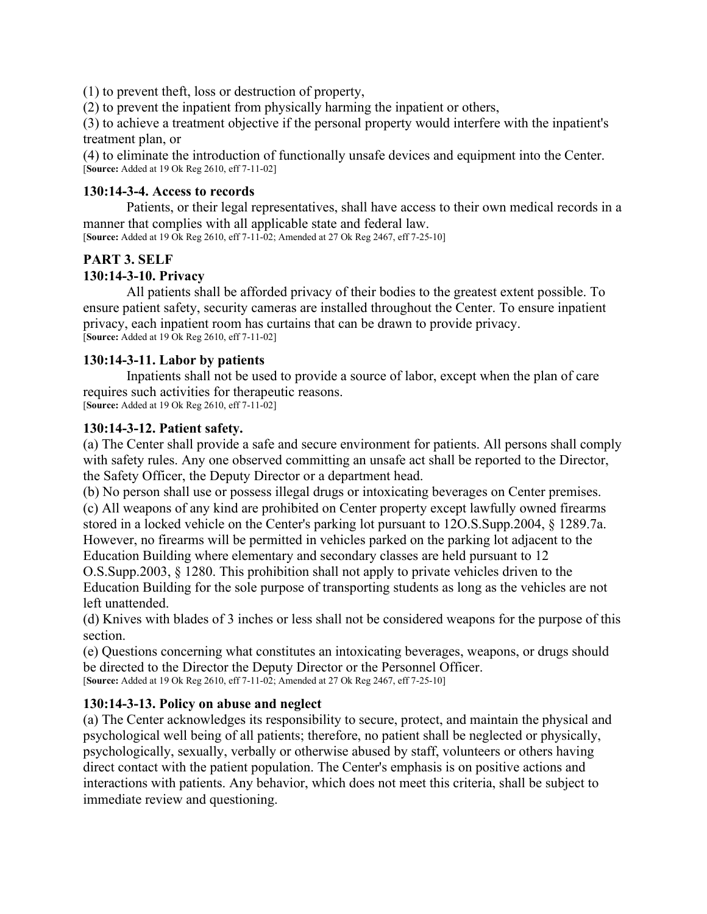(1) to prevent theft, loss or destruction of property,

(2) to prevent the inpatient from physically harming the inpatient or others,

(3) to achieve a treatment objective if the personal property would interfere with the inpatient's treatment plan, or

(4) to eliminate the introduction of functionally unsafe devices and equipment into the Center.
[**Source:** Added at 19 Ok Reg 2610, eff 7-11-02]

### 130:14-3-4. Access to records

Patients, or their legal representatives, shall have access to their own medical records in a manner that complies with all applicable state and federal law.
[**Source:** Added at 19 Ok Reg 2610, eff 7-11-02; Amended at 27 Ok Reg 2467, eff 7-25-10]

## PART 3. SELF

### 130:14-3-10. Privacy

All patients shall be afforded privacy of their bodies to the greatest extent possible. To ensure patient safety, security cameras are installed throughout the Center. To ensure inpatient privacy, each inpatient room has curtains that can be drawn to provide privacy.
[**Source:** Added at 19 Ok Reg 2610, eff 7-11-02]

### 130:14-3-11. Labor by patients

Inpatients shall not be used to provide a source of labor, except when the plan of care requires such activities for therapeutic reasons.
[**Source:** Added at 19 Ok Reg 2610, eff 7-11-02]

### 130:14-3-12. Patient safety.

(a) The Center shall provide a safe and secure environment for patients. All persons shall comply with safety rules. Any one observed committing an unsafe act shall be reported to the Director, the Safety Officer, the Deputy Director or a department head.

(b) No person shall use or possess illegal drugs or intoxicating beverages on Center premises.

(c) All weapons of any kind are prohibited on Center property except lawfully owned firearms stored in a locked vehicle on the Center's parking lot pursuant to 12O.S.Supp.2004, § 1289.7a. However, no firearms will be permitted in vehicles parked on the parking lot adjacent to the Education Building where elementary and secondary classes are held pursuant to 12 O.S.Supp.2003, § 1280. This prohibition shall not apply to private vehicles driven to the Education Building for the sole purpose of transporting students as long as the vehicles are not left unattended.

(d) Knives with blades of 3 inches or less shall not be considered weapons for the purpose of this section.

(e) Questions concerning what constitutes an intoxicating beverages, weapons, or drugs should be directed to the Director the Deputy Director or the Personnel Officer.
[**Source:** Added at 19 Ok Reg 2610, eff 7-11-02; Amended at 27 Ok Reg 2467, eff 7-25-10]

### 130:14-3-13. Policy on abuse and neglect

(a) The Center acknowledges its responsibility to secure, protect, and maintain the physical and psychological well being of all patients; therefore, no patient shall be neglected or physically, psychologically, sexually, verbally or otherwise abused by staff, volunteers or others having direct contact with the patient population. The Center's emphasis is on positive actions and interactions with patients. Any behavior, which does not meet this criteria, shall be subject to immediate review and questioning.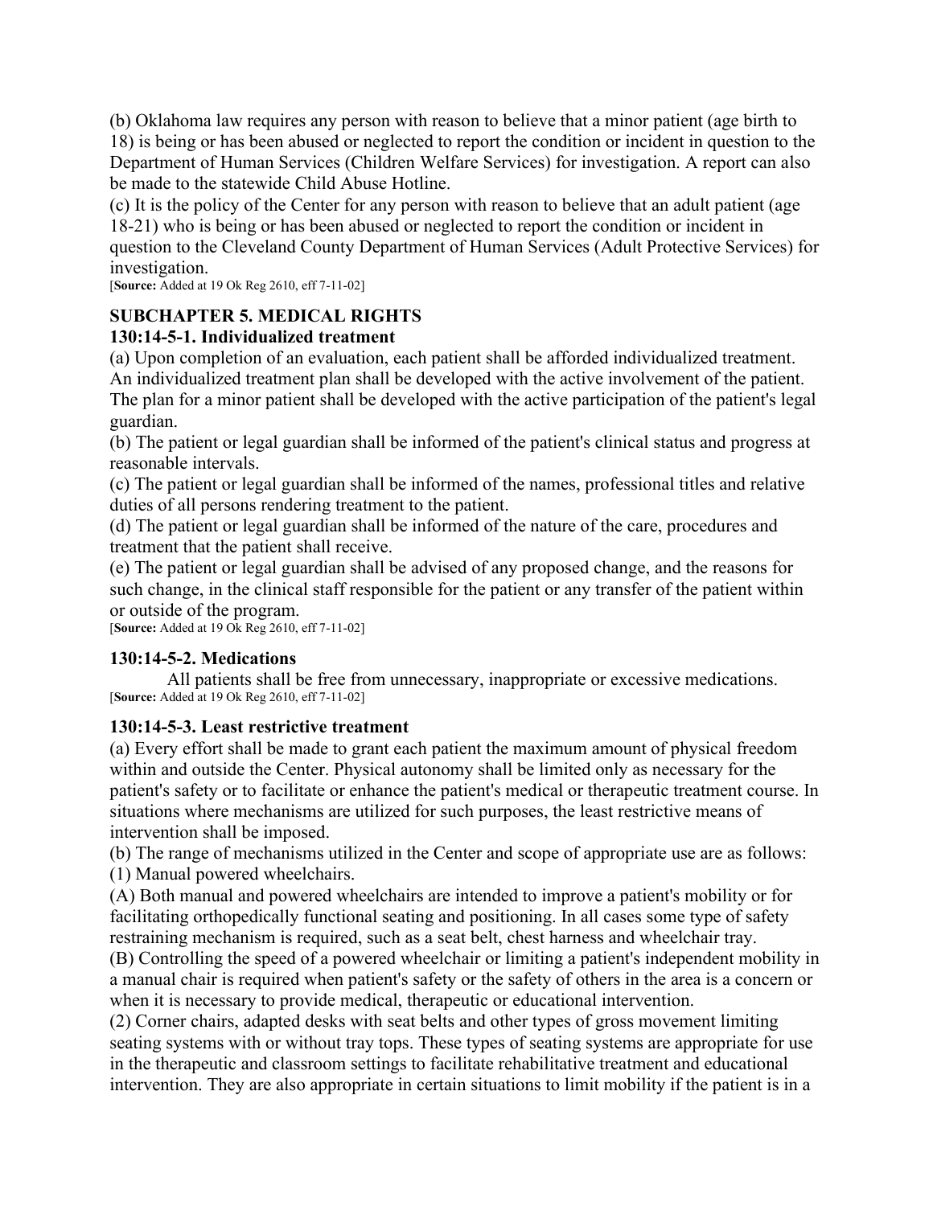(b) Oklahoma law requires any person with reason to believe that a minor patient (age birth to 18) is being or has been abused or neglected to report the condition or incident in question to the Department of Human Services (Children Welfare Services) for investigation. A report can also be made to the statewide Child Abuse Hotline.

(c) It is the policy of the Center for any person with reason to believe that an adult patient (age 18-21) who is being or has been abused or neglected to report the condition or incident in question to the Cleveland County Department of Human Services (Adult Protective Services) for investigation.

[**Source:** Added at 19 Ok Reg 2610, eff 7-11-02]

## SUBCHAPTER 5. MEDICAL RIGHTS

### 130:14-5-1. Individualized treatment

(a) Upon completion of an evaluation, each patient shall be afforded individualized treatment. An individualized treatment plan shall be developed with the active involvement of the patient. The plan for a minor patient shall be developed with the active participation of the patient's legal guardian.

(b) The patient or legal guardian shall be informed of the patient's clinical status and progress at reasonable intervals.

(c) The patient or legal guardian shall be informed of the names, professional titles and relative duties of all persons rendering treatment to the patient.

(d) The patient or legal guardian shall be informed of the nature of the care, procedures and treatment that the patient shall receive.

(e) The patient or legal guardian shall be advised of any proposed change, and the reasons for such change, in the clinical staff responsible for the patient or any transfer of the patient within or outside of the program.

[**Source:** Added at 19 Ok Reg 2610, eff 7-11-02]

### 130:14-5-2. Medications

All patients shall be free from unnecessary, inappropriate or excessive medications.

[**Source:** Added at 19 Ok Reg 2610, eff 7-11-02]

### 130:14-5-3. Least restrictive treatment

(a) Every effort shall be made to grant each patient the maximum amount of physical freedom within and outside the Center. Physical autonomy shall be limited only as necessary for the patient's safety or to facilitate or enhance the patient's medical or therapeutic treatment course. In situations where mechanisms are utilized for such purposes, the least restrictive means of intervention shall be imposed.

(b) The range of mechanisms utilized in the Center and scope of appropriate use are as follows:

(1) Manual powered wheelchairs.

(A) Both manual and powered wheelchairs are intended to improve a patient's mobility or for facilitating orthopedically functional seating and positioning. In all cases some type of safety restraining mechanism is required, such as a seat belt, chest harness and wheelchair tray.

(B) Controlling the speed of a powered wheelchair or limiting a patient's independent mobility in a manual chair is required when patient's safety or the safety of others in the area is a concern or when it is necessary to provide medical, therapeutic or educational intervention.

(2) Corner chairs, adapted desks with seat belts and other types of gross movement limiting seating systems with or without tray tops. These types of seating systems are appropriate for use in the therapeutic and classroom settings to facilitate rehabilitative treatment and educational intervention. They are also appropriate in certain situations to limit mobility if the patient is in a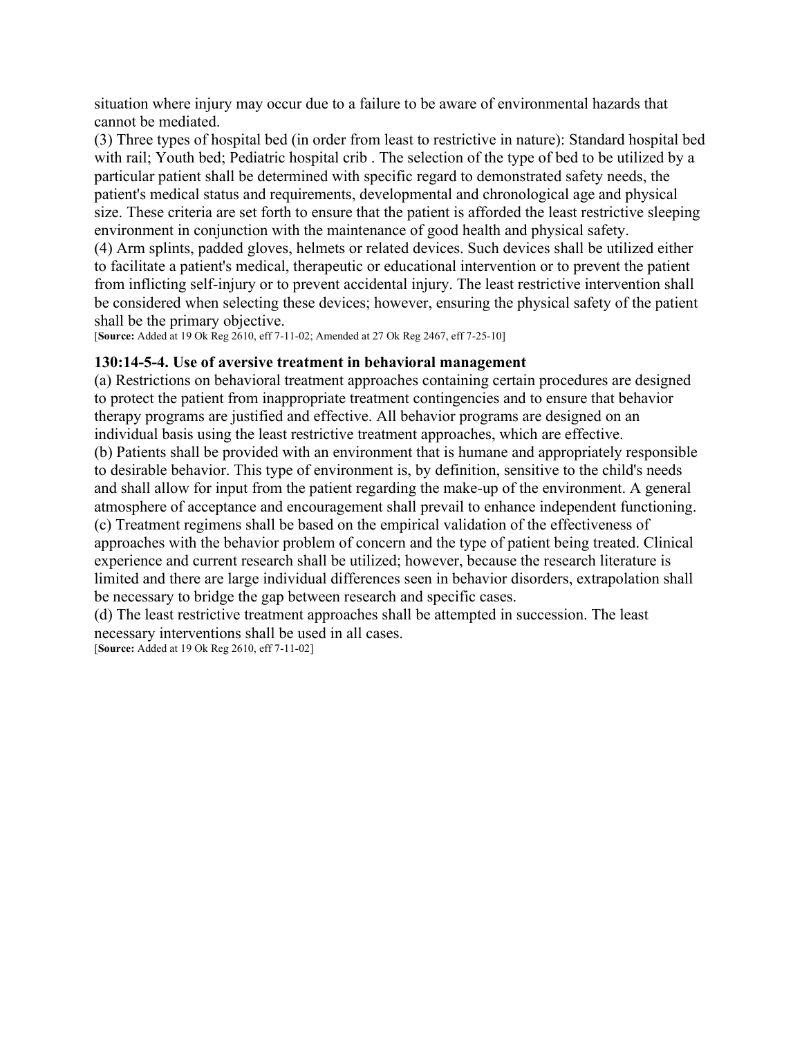situation where injury may occur due to a failure to be aware of environmental hazards that cannot be mediated.

(3) Three types of hospital bed (in order from least to restrictive in nature): Standard hospital bed with rail; Youth bed; Pediatric hospital crib . The selection of the type of bed to be utilized by a particular patient shall be determined with specific regard to demonstrated safety needs, the patient's medical status and requirements, developmental and chronological age and physical size. These criteria are set forth to ensure that the patient is afforded the least restrictive sleeping environment in conjunction with the maintenance of good health and physical safety.

(4) Arm splints, padded gloves, helmets or related devices. Such devices shall be utilized either to facilitate a patient's medical, therapeutic or educational intervention or to prevent the patient from inflicting self-injury or to prevent accidental injury. The least restrictive intervention shall be considered when selecting these devices; however, ensuring the physical safety of the patient shall be the primary objective.

[**Source:** Added at 19 Ok Reg 2610, eff 7-11-02; Amended at 27 Ok Reg 2467, eff 7-25-10]

**130:14-5-4. Use of aversive treatment in behavioral management**

(a) Restrictions on behavioral treatment approaches containing certain procedures are designed to protect the patient from inappropriate treatment contingencies and to ensure that behavior therapy programs are justified and effective. All behavior programs are designed on an individual basis using the least restrictive treatment approaches, which are effective.

(b) Patients shall be provided with an environment that is humane and appropriately responsible to desirable behavior. This type of environment is, by definition, sensitive to the child's needs and shall allow for input from the patient regarding the make-up of the environment. A general atmosphere of acceptance and encouragement shall prevail to enhance independent functioning.

(c) Treatment regimens shall be based on the empirical validation of the effectiveness of approaches with the behavior problem of concern and the type of patient being treated. Clinical experience and current research shall be utilized; however, because the research literature is limited and there are large individual differences seen in behavior disorders, extrapolation shall be necessary to bridge the gap between research and specific cases.

(d) The least restrictive treatment approaches shall be attempted in succession. The least necessary interventions shall be used in all cases.

[**Source:** Added at 19 Ok Reg 2610, eff 7-11-02]